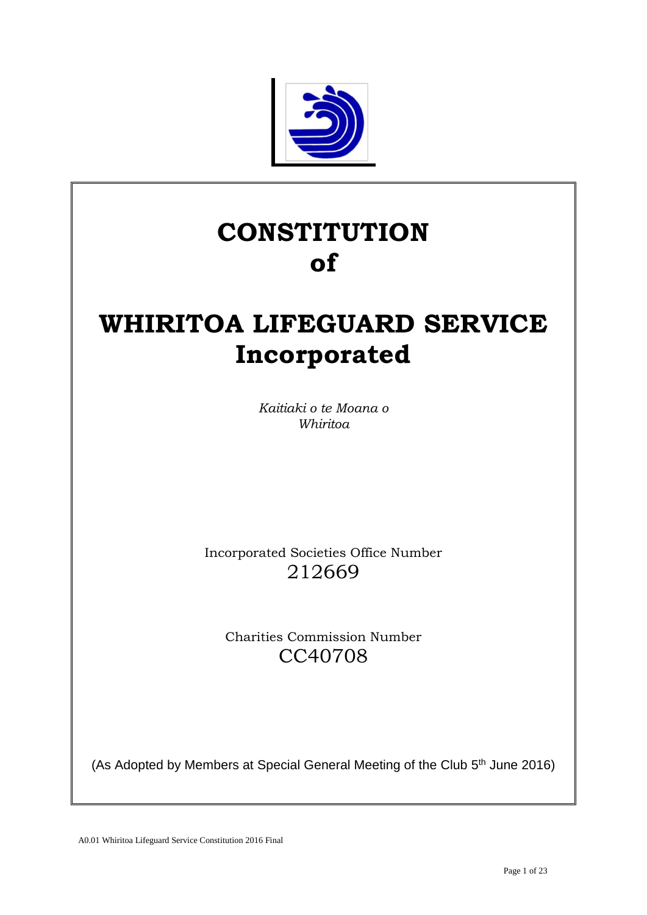# CONSTITUTION of

# WHIRITOA LIFEGUARD SERVICE Incorporated

*Kaitiaki o te Moana o Whiritoa*

Incorporated Societies Office Number
212669

Charities Commission Number
CC40708

(As Adopted by Members at Special General Meeting of the Club 5th June 2016)

A0.01 Whiritoa Lifeguard Service Constitution 2016 Final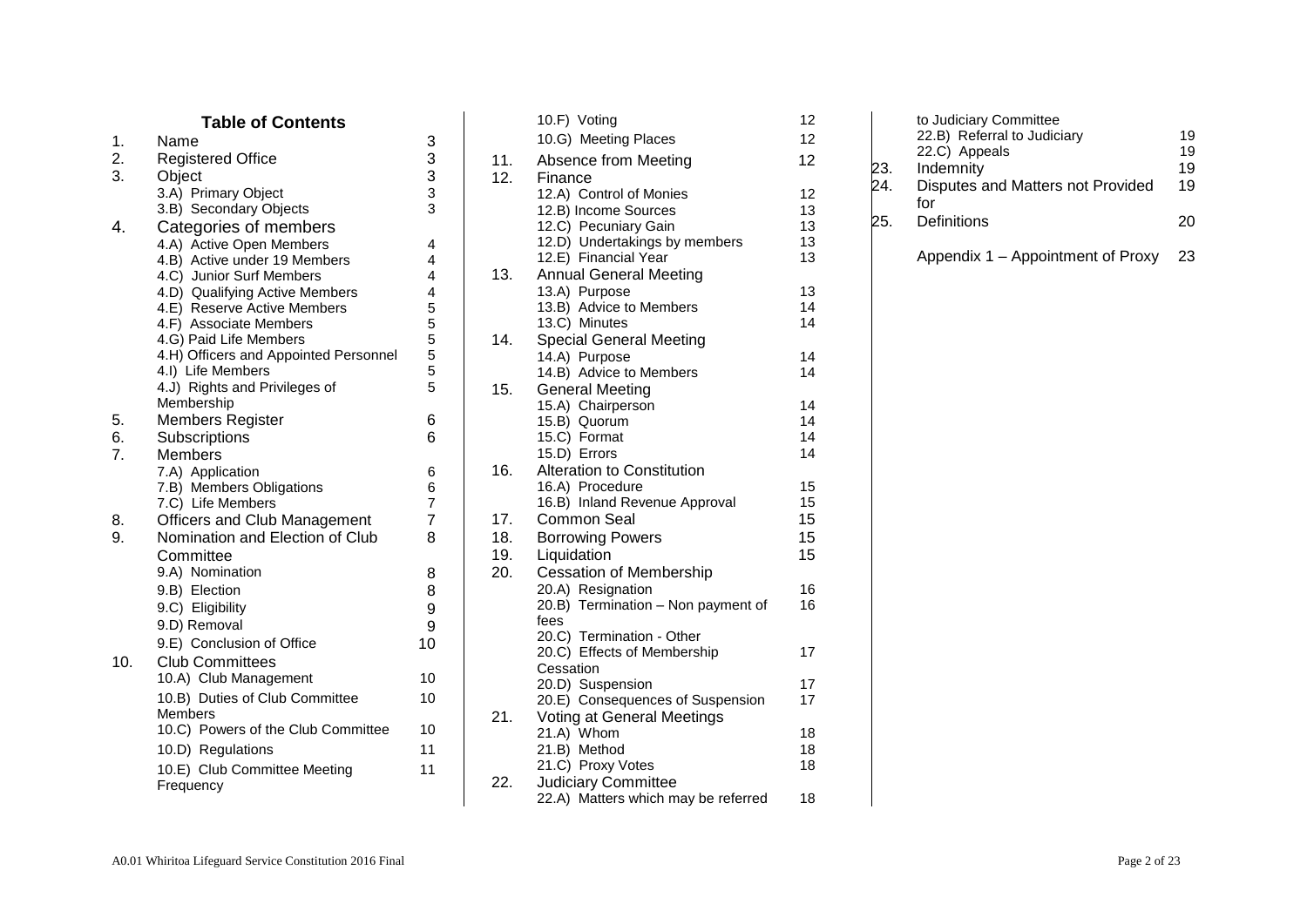## Table of Contents

| | | |
|---|---|---|
| 1. | Name | 3 |
| 2. | Registered Office | 3 |
| 3. | Object | 3 |
| | 3.A) Primary Object | 3 |
| | 3.B) Secondary Objects | 3 |
| 4. | Categories of members | |
| | 4.A) Active Open Members | 4 |
| | 4.B) Active under 19 Members | 4 |
| | 4.C) Junior Surf Members | 4 |
| | 4.D) Qualifying Active Members | 4 |
| | 4.E) Reserve Active Members | 5 |
| | 4.F) Associate Members | 5 |
| | 4.G) Paid Life Members | 5 |
| | 4.H) Officers and Appointed Personnel | 5 |
| | 4.I) Life Members | 5 |
| | 4.J) Rights and Privileges of Membership | 5 |
| 5. | Members Register | 6 |
| 6. | Subscriptions | 6 |
| 7. | Members | |
| | 7.A) Application | 6 |
| | 7.B) Members Obligations | 6 |
| | 7.C) Life Members | 7 |
| 8. | Officers and Club Management | 7 |
| 9. | Nomination and Election of Club Committee | 8 |
| | 9.A) Nomination | 8 |
| | 9.B) Election | 8 |
| | 9.C) Eligibility | 9 |
| | 9.D) Removal | 9 |
| | 9.E) Conclusion of Office | 10 |
| 10. | Club Committees | |
| | 10.A) Club Management | 10 |
| | 10.B) Duties of Club Committee Members | 10 |
| | 10.C) Powers of the Club Committee | 10 |
| | 10.D) Regulations | 11 |
| | 10.E) Club Committee Meeting Frequency | 11 |
| | 10.F) Voting | 12 |
| | 10.G) Meeting Places | 12 |
| 11. | Absence from Meeting | 12 |
| 12. | Finance | |
| | 12.A) Control of Monies | 12 |
| | 12.B) Income Sources | 13 |
| | 12.C) Pecuniary Gain | 13 |
| | 12.D) Undertakings by members | 13 |
| | 12.E) Financial Year | 13 |
| 13. | Annual General Meeting | |
| | 13.A) Purpose | 13 |
| | 13.B) Advice to Members | 14 |
| | 13.C) Minutes | 14 |
| 14. | Special General Meeting | |
| | 14.A) Purpose | 14 |
| | 14.B) Advice to Members | 14 |
| 15. | General Meeting | |
| | 15.A) Chairperson | 14 |
| | 15.B) Quorum | 14 |
| | 15.C) Format | 14 |
| | 15.D) Errors | 14 |
| 16. | Alteration to Constitution | |
| | 16.A) Procedure | 15 |
| | 16.B) Inland Revenue Approval | 15 |
| 17. | Common Seal | 15 |
| 18. | Borrowing Powers | 15 |
| 19. | Liquidation | 15 |
| 20. | Cessation of Membership | |
| | 20.A) Resignation | 16 |
| | 20.B) Termination – Non payment of fees | 16 |
| | 20.C) Termination - Other | |
| | 20.C) Effects of Membership Cessation | 17 |
| | 20.D) Suspension | 17 |
| | 20.E) Consequences of Suspension | 17 |
| 21. | Voting at General Meetings | |
| | 21.A) Whom | 18 |
| | 21.B) Method | 18 |
| | 21.C) Proxy Votes | 18 |
| 22. | Judiciary Committee | |
| | 22.A) Matters which may be referred to Judiciary Committee | 18 |
| | 22.B) Referral to Judiciary | 19 |
| | 22.C) Appeals | 19 |
| 23. | Indemnity | 19 |
| 24. | Disputes and Matters not Provided for | 19 |
| 25. | Definitions | 20 |
| | Appendix 1 – Appointment of Proxy | 23 |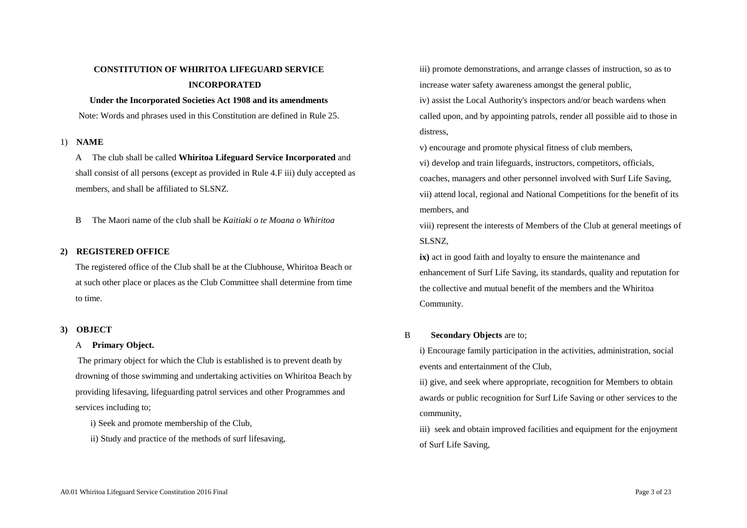# CONSTITUTION OF WHIRITOA LIFEGUARD SERVICE INCORPORATED

**Under the Incorporated Societies Act 1908 and its amendments**

Note: Words and phrases used in this Constitution are defined in Rule 25.

## 1) NAME

A The club shall be called **Whiritoa Lifeguard Service Incorporated** and shall consist of all persons (except as provided in Rule 4.F iii) duly accepted as members, and shall be affiliated to SLSNZ.

B The Maori name of the club shall be *Kaitiaki o te Moana o Whiritoa*

## 2) REGISTERED OFFICE

The registered office of the Club shall be at the Clubhouse, Whiritoa Beach or at such other place or places as the Club Committee shall determine from time to time.

## 3) OBJECT

A **Primary Object.**

The primary object for which the Club is established is to prevent death by drowning of those swimming and undertaking activities on Whiritoa Beach by providing lifesaving, lifeguarding patrol services and other Programmes and services including to;

i) Seek and promote membership of the Club,

ii) Study and practice of the methods of surf lifesaving,

iii) promote demonstrations, and arrange classes of instruction, so as to increase water safety awareness amongst the general public,

iv) assist the Local Authority's inspectors and/or beach wardens when called upon, and by appointing patrols, render all possible aid to those in distress,

v) encourage and promote physical fitness of club members,

vi) develop and train lifeguards, instructors, competitors, officials, coaches, managers and other personnel involved with Surf Life Saving,

vii) attend local, regional and National Competitions for the benefit of its members, and

viii) represent the interests of Members of the Club at general meetings of SLSNZ,

**ix)** act in good faith and loyalty to ensure the maintenance and enhancement of Surf Life Saving, its standards, quality and reputation for the collective and mutual benefit of the members and the Whiritoa Community.

B **Secondary Objects** are to;

i) Encourage family participation in the activities, administration, social events and entertainment of the Club,

ii) give, and seek where appropriate, recognition for Members to obtain awards or public recognition for Surf Life Saving or other services to the community,

iii) seek and obtain improved facilities and equipment for the enjoyment of Surf Life Saving,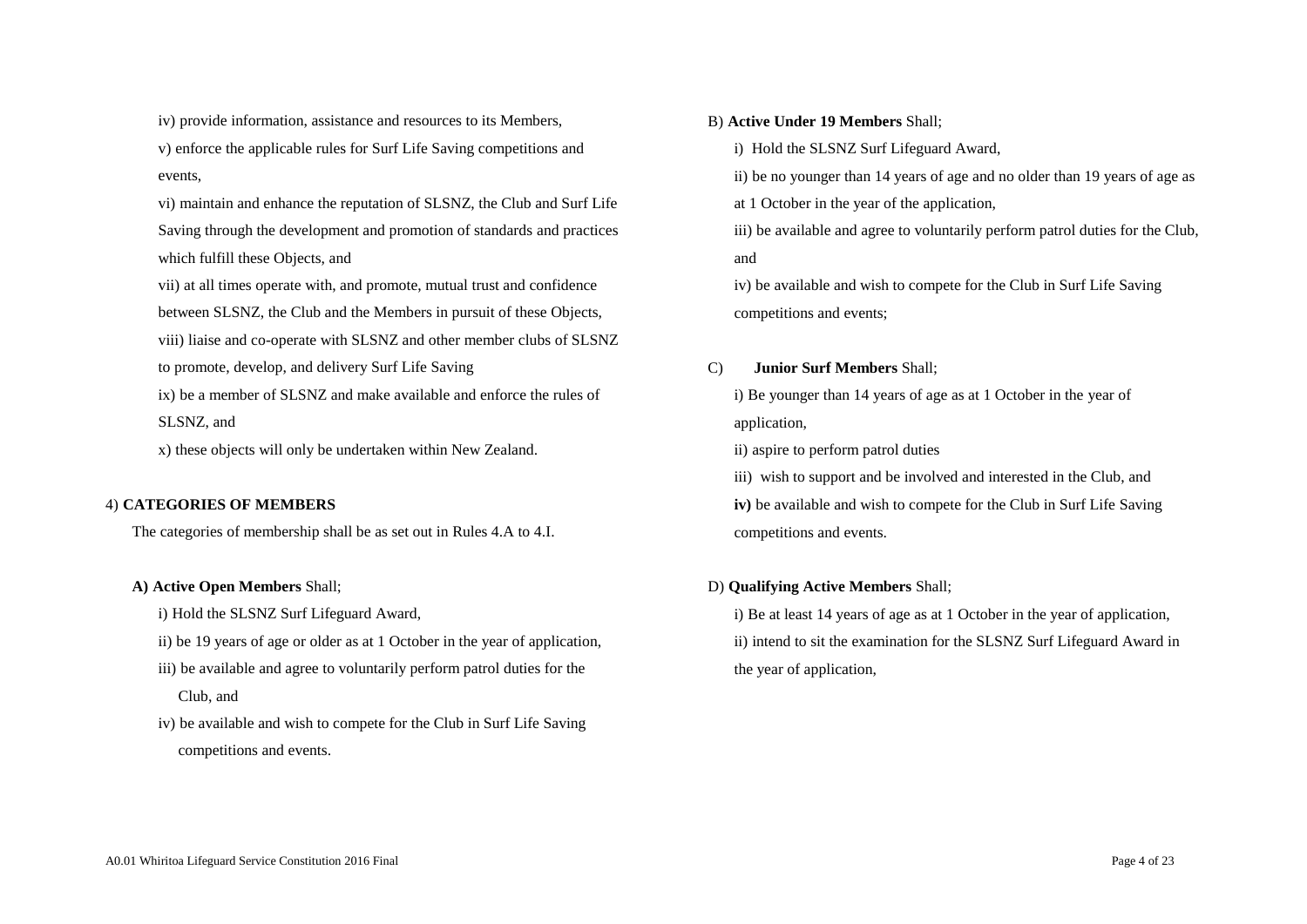iv) provide information, assistance and resources to its Members,

v) enforce the applicable rules for Surf Life Saving competitions and events,

vi) maintain and enhance the reputation of SLSNZ, the Club and Surf Life Saving through the development and promotion of standards and practices which fulfill these Objects, and

vii) at all times operate with, and promote, mutual trust and confidence between SLSNZ, the Club and the Members in pursuit of these Objects,

viii) liaise and co-operate with SLSNZ and other member clubs of SLSNZ to promote, develop, and delivery Surf Life Saving

ix) be a member of SLSNZ and make available and enforce the rules of SLSNZ, and

x) these objects will only be undertaken within New Zealand.

4) **CATEGORIES OF MEMBERS**

The categories of membership shall be as set out in Rules 4.A to 4.I.

**A) Active Open Members** Shall;

i) Hold the SLSNZ Surf Lifeguard Award,

ii) be 19 years of age or older as at 1 October in the year of application,

iii) be available and agree to voluntarily perform patrol duties for the Club, and

iv) be available and wish to compete for the Club in Surf Life Saving competitions and events.

B) **Active Under 19 Members** Shall;

i) Hold the SLSNZ Surf Lifeguard Award,

ii) be no younger than 14 years of age and no older than 19 years of age as at 1 October in the year of the application,

iii) be available and agree to voluntarily perform patrol duties for the Club, and

iv) be available and wish to compete for the Club in Surf Life Saving competitions and events;

C) **Junior Surf Members** Shall;

i) Be younger than 14 years of age as at 1 October in the year of application,

ii) aspire to perform patrol duties

iii) wish to support and be involved and interested in the Club, and

**iv)** be available and wish to compete for the Club in Surf Life Saving competitions and events.

D) **Qualifying Active Members** Shall;

i) Be at least 14 years of age as at 1 October in the year of application,

ii) intend to sit the examination for the SLSNZ Surf Lifeguard Award in the year of application,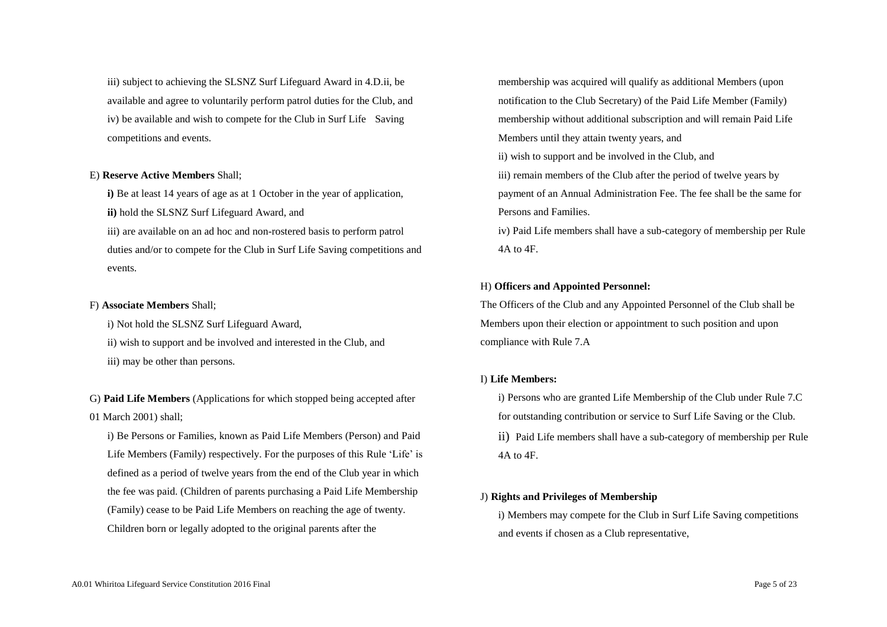iii) subject to achieving the SLSNZ Surf Lifeguard Award in 4.D.ii, be available and agree to voluntarily perform patrol duties for the Club, and

iv) be available and wish to compete for the Club in Surf Life Saving competitions and events.

E) **Reserve Active Members** Shall;

**i)** Be at least 14 years of age as at 1 October in the year of application,

**ii)** hold the SLSNZ Surf Lifeguard Award, and

iii) are available on an ad hoc and non-rostered basis to perform patrol duties and/or to compete for the Club in Surf Life Saving competitions and events.

F) **Associate Members** Shall;

i) Not hold the SLSNZ Surf Lifeguard Award,

ii) wish to support and be involved and interested in the Club, and

iii) may be other than persons.

G) **Paid Life Members** (Applications for which stopped being accepted after 01 March 2001) shall;

i) Be Persons or Families, known as Paid Life Members (Person) and Paid Life Members (Family) respectively. For the purposes of this Rule 'Life' is defined as a period of twelve years from the end of the Club year in which the fee was paid. (Children of parents purchasing a Paid Life Membership (Family) cease to be Paid Life Members on reaching the age of twenty. Children born or legally adopted to the original parents after the membership was acquired will qualify as additional Members (upon notification to the Club Secretary) of the Paid Life Member (Family) membership without additional subscription and will remain Paid Life Members until they attain twenty years, and

ii) wish to support and be involved in the Club, and

iii) remain members of the Club after the period of twelve years by payment of an Annual Administration Fee. The fee shall be the same for Persons and Families.

iv) Paid Life members shall have a sub-category of membership per Rule 4A to 4F.

H) **Officers and Appointed Personnel:**

The Officers of the Club and any Appointed Personnel of the Club shall be Members upon their election or appointment to such position and upon compliance with Rule 7.A

I) **Life Members:**

i) Persons who are granted Life Membership of the Club under Rule 7.C for outstanding contribution or service to Surf Life Saving or the Club.

ii) Paid Life members shall have a sub-category of membership per Rule 4A to 4F.

J) **Rights and Privileges of Membership**

i) Members may compete for the Club in Surf Life Saving competitions and events if chosen as a Club representative,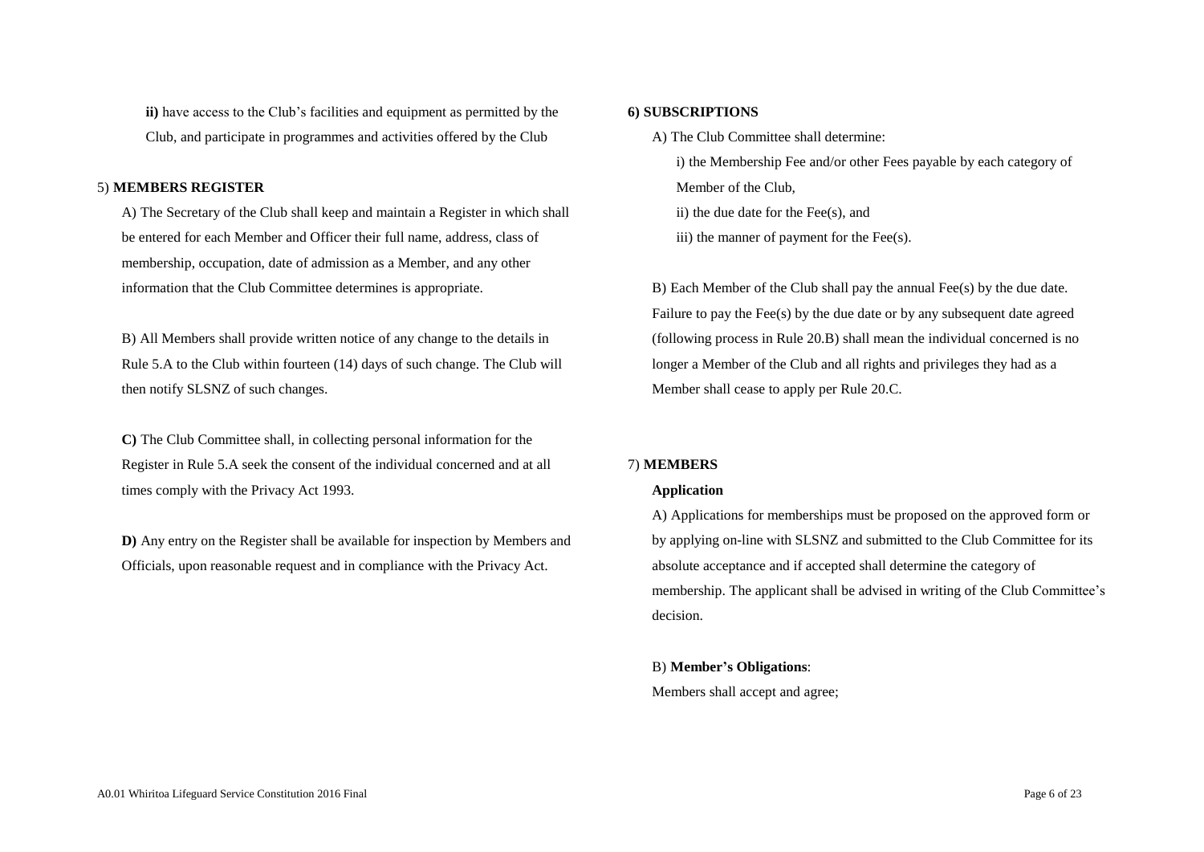**ii)** have access to the Club's facilities and equipment as permitted by the Club, and participate in programmes and activities offered by the Club

5) **MEMBERS REGISTER**

A) The Secretary of the Club shall keep and maintain a Register in which shall be entered for each Member and Officer their full name, address, class of membership, occupation, date of admission as a Member, and any other information that the Club Committee determines is appropriate.

B) All Members shall provide written notice of any change to the details in Rule 5.A to the Club within fourteen (14) days of such change. The Club will then notify SLSNZ of such changes.

**C)** The Club Committee shall, in collecting personal information for the Register in Rule 5.A seek the consent of the individual concerned and at all times comply with the Privacy Act 1993.

**D)** Any entry on the Register shall be available for inspection by Members and Officials, upon reasonable request and in compliance with the Privacy Act.

**6) SUBSCRIPTIONS**

A) The Club Committee shall determine:

i) the Membership Fee and/or other Fees payable by each category of Member of the Club,

ii) the due date for the Fee(s), and

iii) the manner of payment for the Fee(s).

B) Each Member of the Club shall pay the annual Fee(s) by the due date. Failure to pay the Fee(s) by the due date or by any subsequent date agreed (following process in Rule 20.B) shall mean the individual concerned is no longer a Member of the Club and all rights and privileges they had as a Member shall cease to apply per Rule 20.C.

7) **MEMBERS**

**Application**

A) Applications for memberships must be proposed on the approved form or by applying on-line with SLSNZ and submitted to the Club Committee for its absolute acceptance and if accepted shall determine the category of membership. The applicant shall be advised in writing of the Club Committee's decision.

B) **Member's Obligations**:

Members shall accept and agree;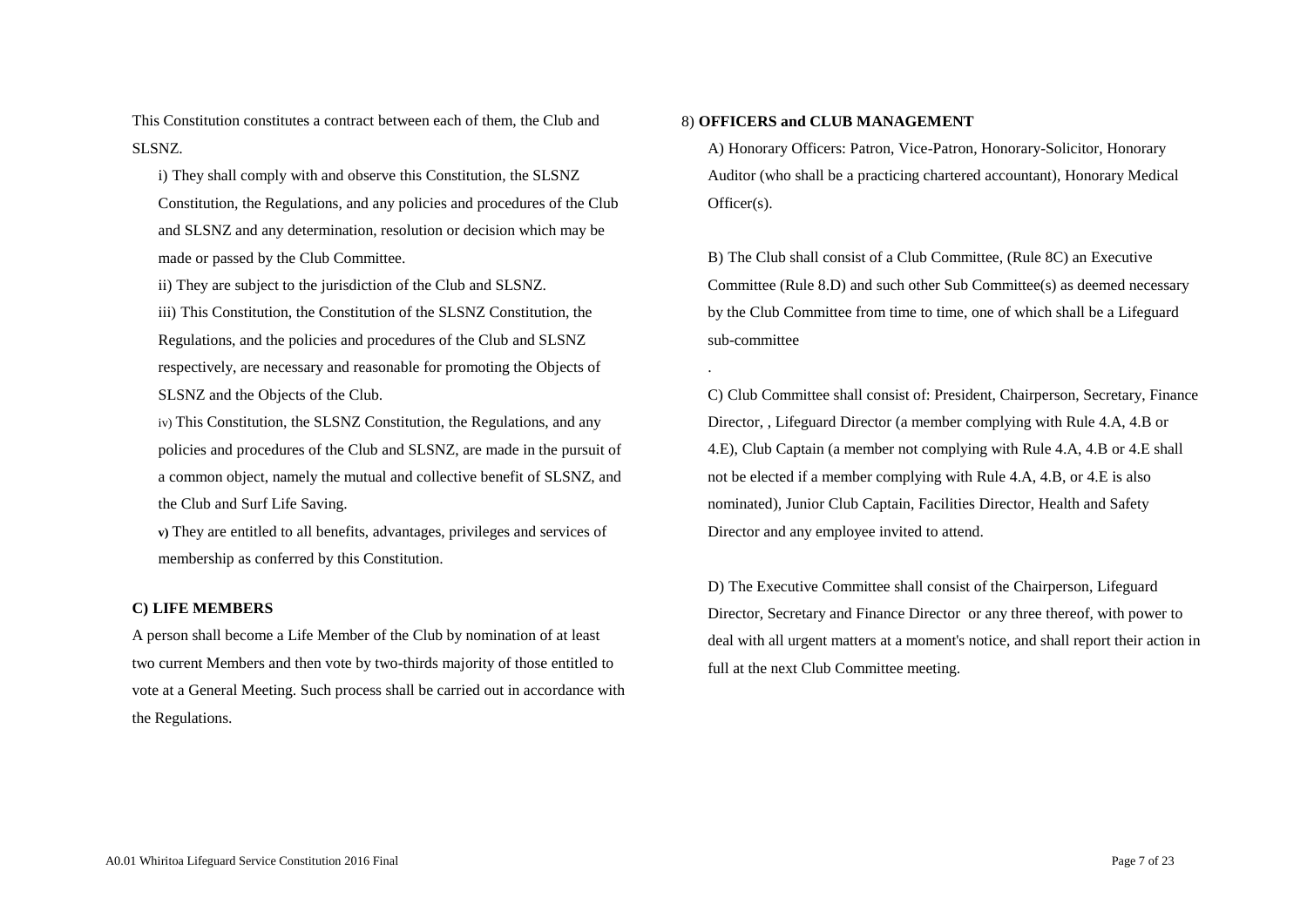This Constitution constitutes a contract between each of them, the Club and SLSNZ.

i) They shall comply with and observe this Constitution, the SLSNZ Constitution, the Regulations, and any policies and procedures of the Club and SLSNZ and any determination, resolution or decision which may be made or passed by the Club Committee.

ii) They are subject to the jurisdiction of the Club and SLSNZ.

iii) This Constitution, the Constitution of the SLSNZ Constitution, the Regulations, and the policies and procedures of the Club and SLSNZ respectively, are necessary and reasonable for promoting the Objects of SLSNZ and the Objects of the Club.

iv) This Constitution, the SLSNZ Constitution, the Regulations, and any policies and procedures of the Club and SLSNZ, are made in the pursuit of a common object, namely the mutual and collective benefit of SLSNZ, and the Club and Surf Life Saving.

**v)** They are entitled to all benefits, advantages, privileges and services of membership as conferred by this Constitution.

**C) LIFE MEMBERS**

A person shall become a Life Member of the Club by nomination of at least two current Members and then vote by two-thirds majority of those entitled to vote at a General Meeting. Such process shall be carried out in accordance with the Regulations.

8) **OFFICERS and CLUB MANAGEMENT**

A) Honorary Officers: Patron, Vice-Patron, Honorary-Solicitor, Honorary Auditor (who shall be a practicing chartered accountant), Honorary Medical Officer(s).

B) The Club shall consist of a Club Committee, (Rule 8C) an Executive Committee (Rule 8.D) and such other Sub Committee(s) as deemed necessary by the Club Committee from time to time, one of which shall be a Lifeguard sub-committee

.

C) Club Committee shall consist of: President, Chairperson, Secretary, Finance Director, , Lifeguard Director (a member complying with Rule 4.A, 4.B or 4.E), Club Captain (a member not complying with Rule 4.A, 4.B or 4.E shall not be elected if a member complying with Rule 4.A, 4.B, or 4.E is also nominated), Junior Club Captain, Facilities Director, Health and Safety Director and any employee invited to attend.

D) The Executive Committee shall consist of the Chairperson, Lifeguard Director, Secretary and Finance Director or any three thereof, with power to deal with all urgent matters at a moment's notice, and shall report their action in full at the next Club Committee meeting.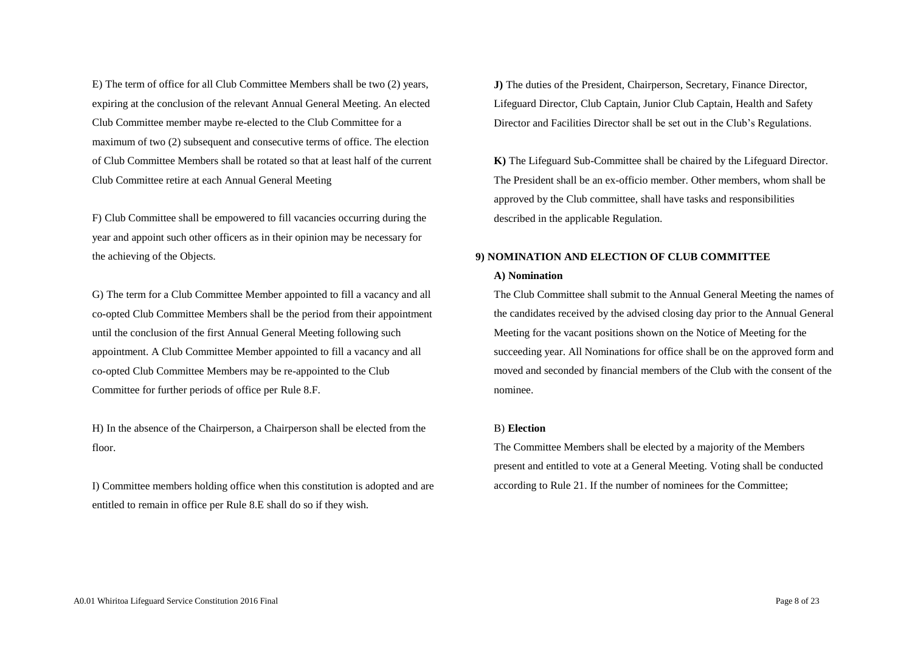E) The term of office for all Club Committee Members shall be two (2) years, expiring at the conclusion of the relevant Annual General Meeting. An elected Club Committee member maybe re-elected to the Club Committee for a maximum of two (2) subsequent and consecutive terms of office. The election of Club Committee Members shall be rotated so that at least half of the current Club Committee retire at each Annual General Meeting

F) Club Committee shall be empowered to fill vacancies occurring during the year and appoint such other officers as in their opinion may be necessary for the achieving of the Objects.

G) The term for a Club Committee Member appointed to fill a vacancy and all co-opted Club Committee Members shall be the period from their appointment until the conclusion of the first Annual General Meeting following such appointment. A Club Committee Member appointed to fill a vacancy and all co-opted Club Committee Members may be re-appointed to the Club Committee for further periods of office per Rule 8.F.

H) In the absence of the Chairperson, a Chairperson shall be elected from the floor.

I) Committee members holding office when this constitution is adopted and are entitled to remain in office per Rule 8.E shall do so if they wish.

**J)** The duties of the President, Chairperson, Secretary, Finance Director, Lifeguard Director, Club Captain, Junior Club Captain, Health and Safety Director and Facilities Director shall be set out in the Club's Regulations.

**K)** The Lifeguard Sub-Committee shall be chaired by the Lifeguard Director. The President shall be an ex-officio member. Other members, whom shall be approved by the Club committee, shall have tasks and responsibilities described in the applicable Regulation.

## 9) NOMINATION AND ELECTION OF CLUB COMMITTEE

**A) Nomination**

The Club Committee shall submit to the Annual General Meeting the names of the candidates received by the advised closing day prior to the Annual General Meeting for the vacant positions shown on the Notice of Meeting for the succeeding year. All Nominations for office shall be on the approved form and moved and seconded by financial members of the Club with the consent of the nominee.

B) **Election**

The Committee Members shall be elected by a majority of the Members present and entitled to vote at a General Meeting. Voting shall be conducted according to Rule 21. If the number of nominees for the Committee;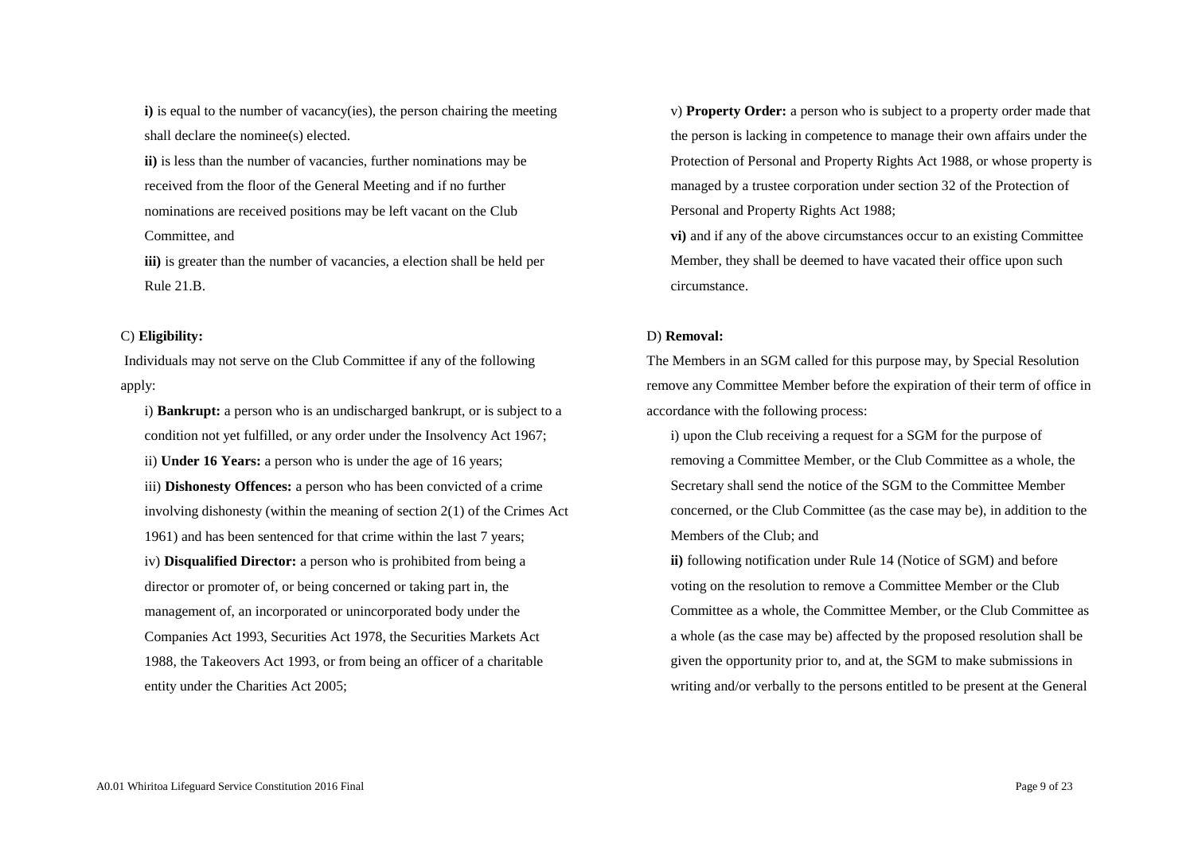**i)** is equal to the number of vacancy(ies), the person chairing the meeting shall declare the nominee(s) elected.

**ii)** is less than the number of vacancies, further nominations may be received from the floor of the General Meeting and if no further nominations are received positions may be left vacant on the Club Committee, and

**iii)** is greater than the number of vacancies, a election shall be held per Rule 21.B.

C) **Eligibility:**

Individuals may not serve on the Club Committee if any of the following apply:

i) **Bankrupt:** a person who is an undischarged bankrupt, or is subject to a condition not yet fulfilled, or any order under the Insolvency Act 1967;

ii) **Under 16 Years:** a person who is under the age of 16 years;

iii) **Dishonesty Offences:** a person who has been convicted of a crime involving dishonesty (within the meaning of section 2(1) of the Crimes Act 1961) and has been sentenced for that crime within the last 7 years;

iv) **Disqualified Director:** a person who is prohibited from being a director or promoter of, or being concerned or taking part in, the management of, an incorporated or unincorporated body under the Companies Act 1993, Securities Act 1978, the Securities Markets Act 1988, the Takeovers Act 1993, or from being an officer of a charitable entity under the Charities Act 2005;

v) **Property Order:** a person who is subject to a property order made that the person is lacking in competence to manage their own affairs under the Protection of Personal and Property Rights Act 1988, or whose property is managed by a trustee corporation under section 32 of the Protection of Personal and Property Rights Act 1988;

**vi)** and if any of the above circumstances occur to an existing Committee Member, they shall be deemed to have vacated their office upon such circumstance.

D) **Removal:**

The Members in an SGM called for this purpose may, by Special Resolution remove any Committee Member before the expiration of their term of office in accordance with the following process:

i) upon the Club receiving a request for a SGM for the purpose of removing a Committee Member, or the Club Committee as a whole, the Secretary shall send the notice of the SGM to the Committee Member concerned, or the Club Committee (as the case may be), in addition to the Members of the Club; and

**ii)** following notification under Rule 14 (Notice of SGM) and before voting on the resolution to remove a Committee Member or the Club Committee as a whole, the Committee Member, or the Club Committee as a whole (as the case may be) affected by the proposed resolution shall be given the opportunity prior to, and at, the SGM to make submissions in writing and/or verbally to the persons entitled to be present at the General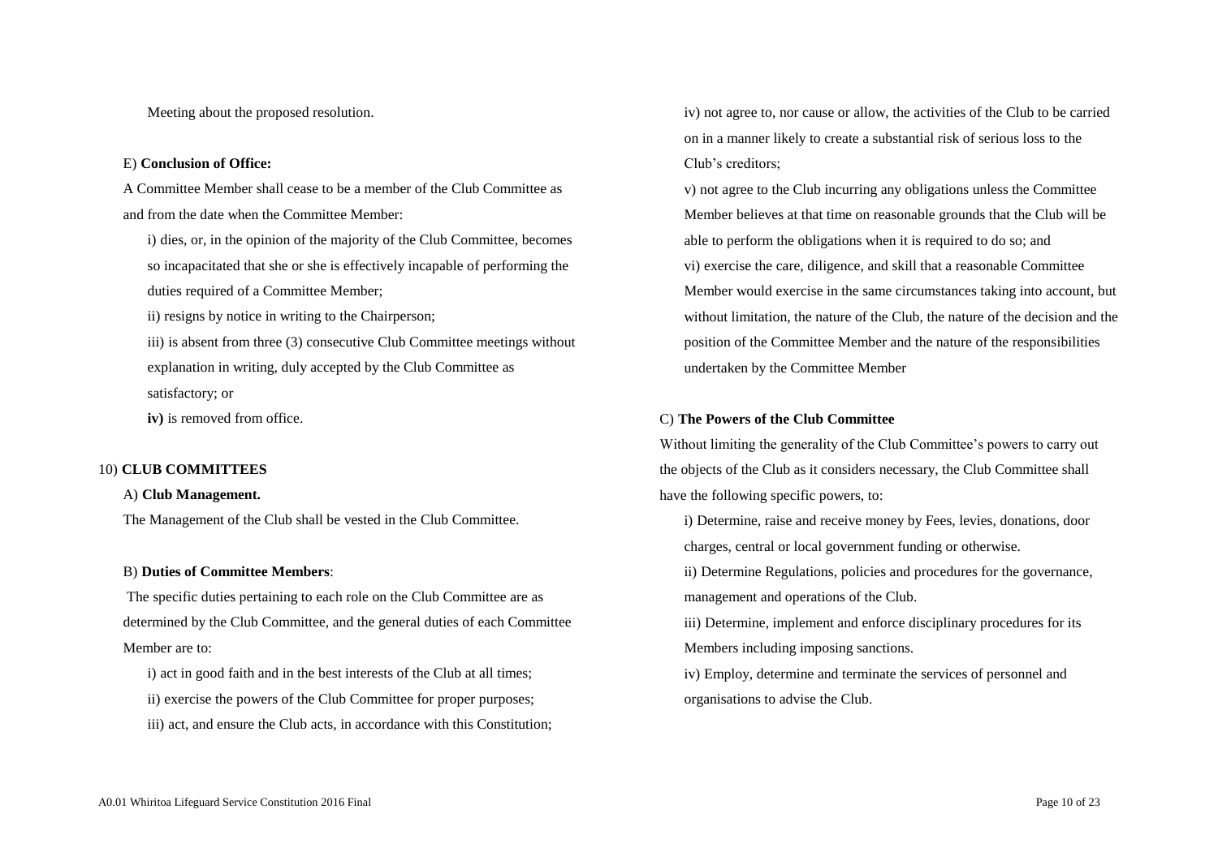Meeting about the proposed resolution.

E) **Conclusion of Office:**

A Committee Member shall cease to be a member of the Club Committee as and from the date when the Committee Member:

i) dies, or, in the opinion of the majority of the Club Committee, becomes so incapacitated that she or she is effectively incapable of performing the duties required of a Committee Member;

ii) resigns by notice in writing to the Chairperson;

iii) is absent from three (3) consecutive Club Committee meetings without explanation in writing, duly accepted by the Club Committee as satisfactory; or

**iv)** is removed from office.

10) **CLUB COMMITTEES**

A) **Club Management.**

The Management of the Club shall be vested in the Club Committee.

B) **Duties of Committee Members**:

The specific duties pertaining to each role on the Club Committee are as determined by the Club Committee, and the general duties of each Committee Member are to:

i) act in good faith and in the best interests of the Club at all times;

ii) exercise the powers of the Club Committee for proper purposes;

iii) act, and ensure the Club acts, in accordance with this Constitution;

iv) not agree to, nor cause or allow, the activities of the Club to be carried on in a manner likely to create a substantial risk of serious loss to the Club's creditors;

v) not agree to the Club incurring any obligations unless the Committee Member believes at that time on reasonable grounds that the Club will be able to perform the obligations when it is required to do so; and

vi) exercise the care, diligence, and skill that a reasonable Committee Member would exercise in the same circumstances taking into account, but without limitation, the nature of the Club, the nature of the decision and the position of the Committee Member and the nature of the responsibilities undertaken by the Committee Member

C) **The Powers of the Club Committee**

Without limiting the generality of the Club Committee's powers to carry out the objects of the Club as it considers necessary, the Club Committee shall have the following specific powers, to:

i) Determine, raise and receive money by Fees, levies, donations, door charges, central or local government funding or otherwise.

ii) Determine Regulations, policies and procedures for the governance, management and operations of the Club.

iii) Determine, implement and enforce disciplinary procedures for its Members including imposing sanctions.

iv) Employ, determine and terminate the services of personnel and organisations to advise the Club.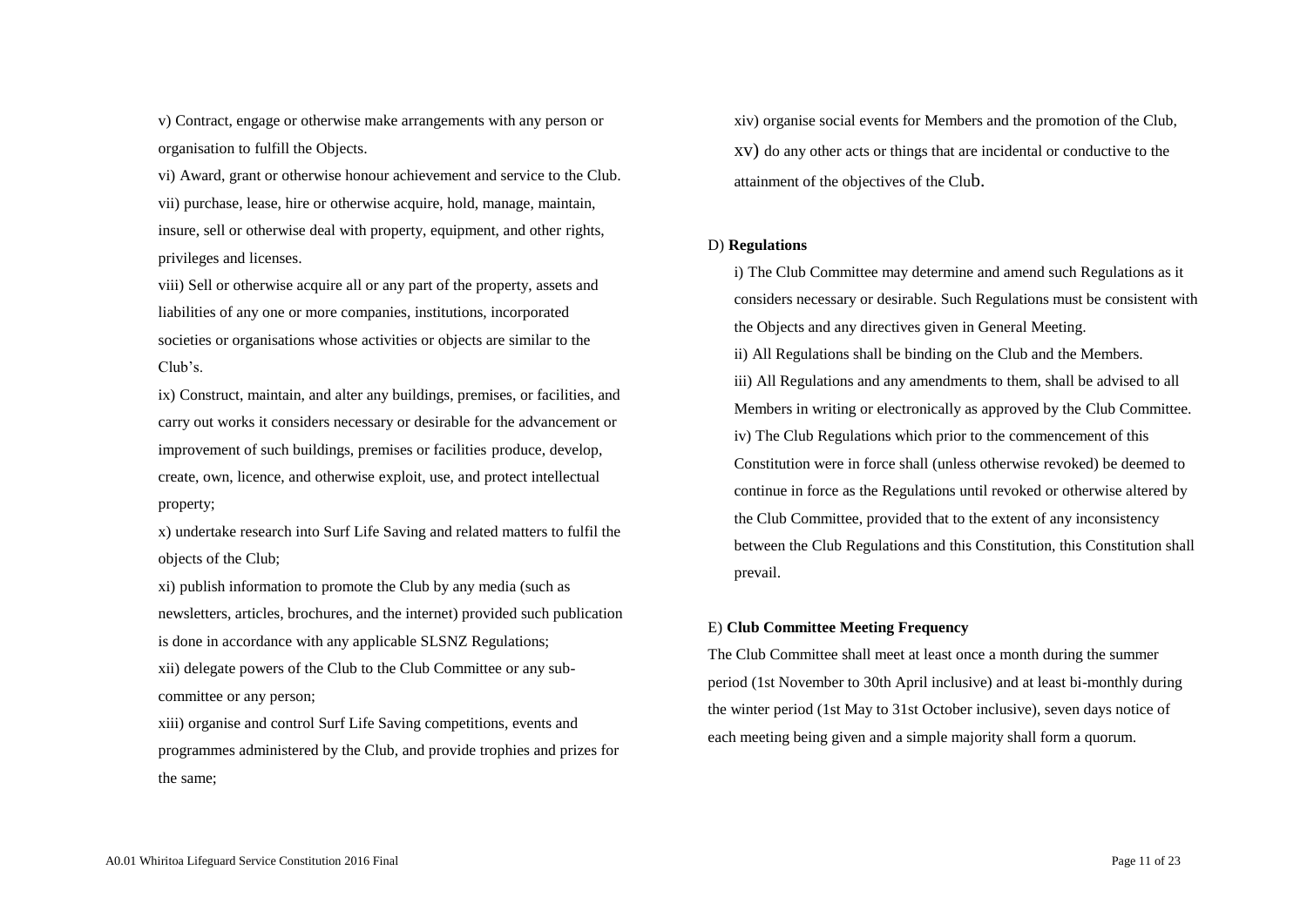v) Contract, engage or otherwise make arrangements with any person or organisation to fulfill the Objects.

vi) Award, grant or otherwise honour achievement and service to the Club.

vii) purchase, lease, hire or otherwise acquire, hold, manage, maintain, insure, sell or otherwise deal with property, equipment, and other rights, privileges and licenses.

viii) Sell or otherwise acquire all or any part of the property, assets and liabilities of any one or more companies, institutions, incorporated societies or organisations whose activities or objects are similar to the Club's.

ix) Construct, maintain, and alter any buildings, premises, or facilities, and carry out works it considers necessary or desirable for the advancement or improvement of such buildings, premises or facilities produce, develop, create, own, licence, and otherwise exploit, use, and protect intellectual property;

x) undertake research into Surf Life Saving and related matters to fulfil the objects of the Club;

xi) publish information to promote the Club by any media (such as newsletters, articles, brochures, and the internet) provided such publication is done in accordance with any applicable SLSNZ Regulations;

xii) delegate powers of the Club to the Club Committee or any sub-committee or any person;

xiii) organise and control Surf Life Saving competitions, events and programmes administered by the Club, and provide trophies and prizes for the same;

xiv) organise social events for Members and the promotion of the Club,

xv) do any other acts or things that are incidental or conductive to the attainment of the objectives of the Club.

D) **Regulations**

i) The Club Committee may determine and amend such Regulations as it considers necessary or desirable. Such Regulations must be consistent with the Objects and any directives given in General Meeting.

ii) All Regulations shall be binding on the Club and the Members.

iii) All Regulations and any amendments to them, shall be advised to all Members in writing or electronically as approved by the Club Committee.

iv) The Club Regulations which prior to the commencement of this Constitution were in force shall (unless otherwise revoked) be deemed to continue in force as the Regulations until revoked or otherwise altered by the Club Committee, provided that to the extent of any inconsistency between the Club Regulations and this Constitution, this Constitution shall prevail.

E) **Club Committee Meeting Frequency**

The Club Committee shall meet at least once a month during the summer period (1st November to 30th April inclusive) and at least bi-monthly during the winter period (1st May to 31st October inclusive), seven days notice of each meeting being given and a simple majority shall form a quorum.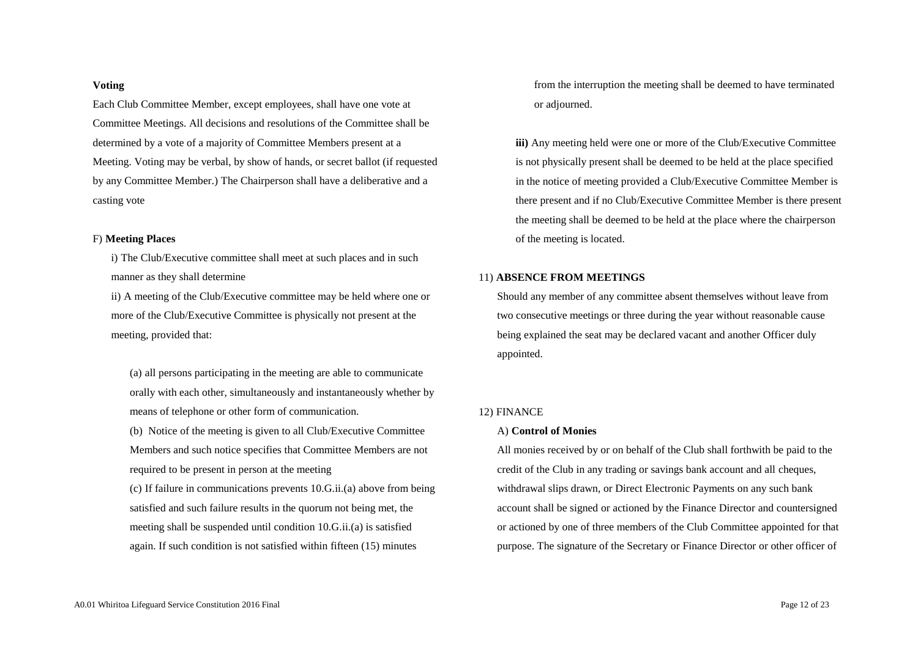**Voting**

Each Club Committee Member, except employees, shall have one vote at Committee Meetings. All decisions and resolutions of the Committee shall be determined by a vote of a majority of Committee Members present at a Meeting. Voting may be verbal, by show of hands, or secret ballot (if requested by any Committee Member.) The Chairperson shall have a deliberative and a casting vote

F) **Meeting Places**

i) The Club/Executive committee shall meet at such places and in such manner as they shall determine

ii) A meeting of the Club/Executive committee may be held where one or more of the Club/Executive Committee is physically not present at the meeting, provided that:

(a) all persons participating in the meeting are able to communicate orally with each other, simultaneously and instantaneously whether by means of telephone or other form of communication.

(b) Notice of the meeting is given to all Club/Executive Committee Members and such notice specifies that Committee Members are not required to be present in person at the meeting

(c) If failure in communications prevents 10.G.ii.(a) above from being satisfied and such failure results in the quorum not being met, the meeting shall be suspended until condition 10.G.ii.(a) is satisfied again. If such condition is not satisfied within fifteen (15) minutes from the interruption the meeting shall be deemed to have terminated or adjourned.

**iii)** Any meeting held were one or more of the Club/Executive Committee is not physically present shall be deemed to be held at the place specified in the notice of meeting provided a Club/Executive Committee Member is there present and if no Club/Executive Committee Member is there present the meeting shall be deemed to be held at the place where the chairperson of the meeting is located.

11) **ABSENCE FROM MEETINGS**

Should any member of any committee absent themselves without leave from two consecutive meetings or three during the year without reasonable cause being explained the seat may be declared vacant and another Officer duly appointed.

12) FINANCE

A) **Control of Monies**

All monies received by or on behalf of the Club shall forthwith be paid to the credit of the Club in any trading or savings bank account and all cheques, withdrawal slips drawn, or Direct Electronic Payments on any such bank account shall be signed or actioned by the Finance Director and countersigned or actioned by one of three members of the Club Committee appointed for that purpose. The signature of the Secretary or Finance Director or other officer of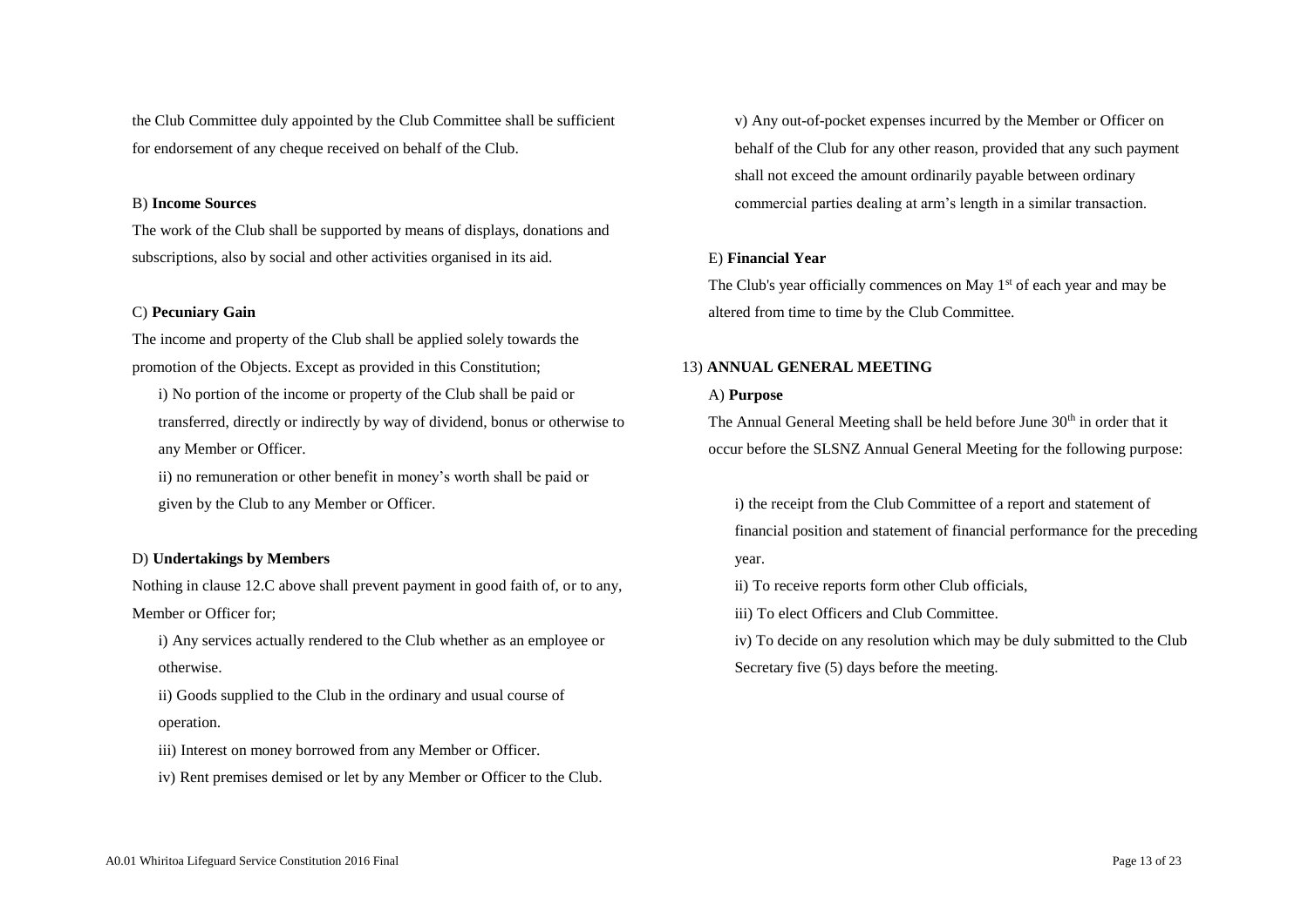the Club Committee duly appointed by the Club Committee shall be sufficient for endorsement of any cheque received on behalf of the Club.

B) **Income Sources**

The work of the Club shall be supported by means of displays, donations and subscriptions, also by social and other activities organised in its aid.

C) **Pecuniary Gain**

The income and property of the Club shall be applied solely towards the promotion of the Objects. Except as provided in this Constitution;

i) No portion of the income or property of the Club shall be paid or transferred, directly or indirectly by way of dividend, bonus or otherwise to any Member or Officer.

ii) no remuneration or other benefit in money's worth shall be paid or given by the Club to any Member or Officer.

D) **Undertakings by Members**

Nothing in clause 12.C above shall prevent payment in good faith of, or to any, Member or Officer for;

i) Any services actually rendered to the Club whether as an employee or otherwise.

ii) Goods supplied to the Club in the ordinary and usual course of operation.

iii) Interest on money borrowed from any Member or Officer.

iv) Rent premises demised or let by any Member or Officer to the Club.

v) Any out-of-pocket expenses incurred by the Member or Officer on behalf of the Club for any other reason, provided that any such payment shall not exceed the amount ordinarily payable between ordinary commercial parties dealing at arm's length in a similar transaction.

E) **Financial Year**

The Club's year officially commences on May 1st of each year and may be altered from time to time by the Club Committee.

## 13) ANNUAL GENERAL MEETING

A) **Purpose**

The Annual General Meeting shall be held before June 30th in order that it occur before the SLSNZ Annual General Meeting for the following purpose:

i) the receipt from the Club Committee of a report and statement of financial position and statement of financial performance for the preceding year.

ii) To receive reports form other Club officials,

iii) To elect Officers and Club Committee.

iv) To decide on any resolution which may be duly submitted to the Club Secretary five (5) days before the meeting.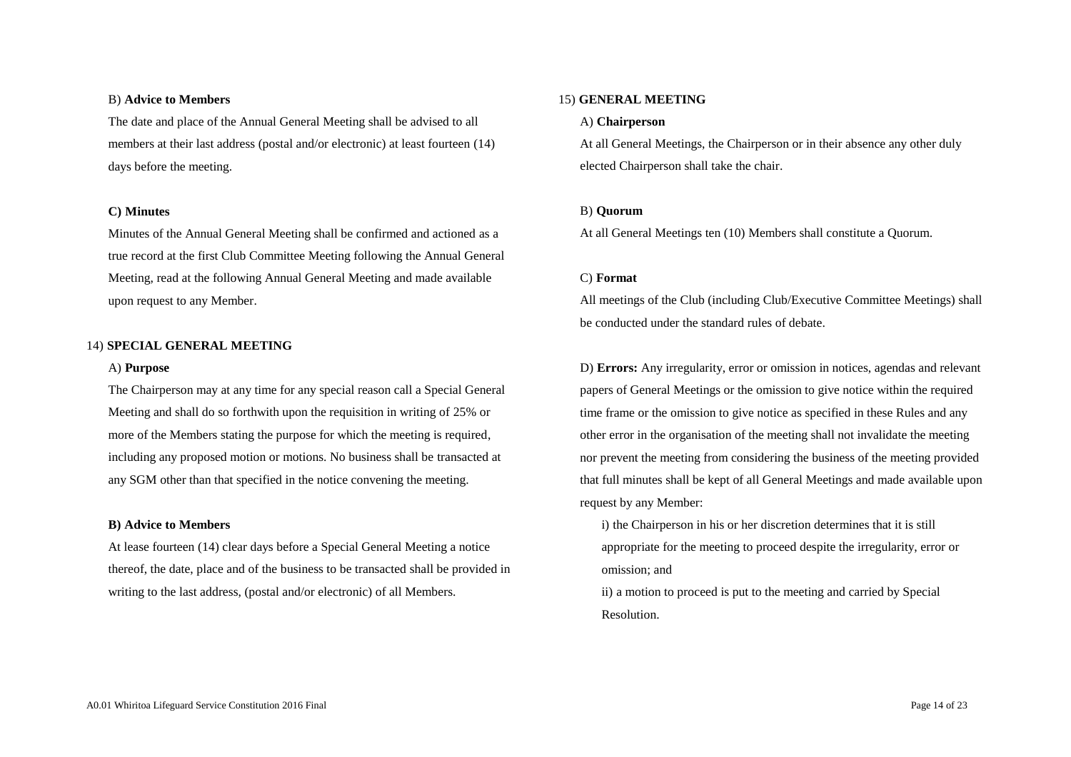B) **Advice to Members**

The date and place of the Annual General Meeting shall be advised to all members at their last address (postal and/or electronic) at least fourteen (14) days before the meeting.

**C) Minutes**

Minutes of the Annual General Meeting shall be confirmed and actioned as a true record at the first Club Committee Meeting following the Annual General Meeting, read at the following Annual General Meeting and made available upon request to any Member.

14) **SPECIAL GENERAL MEETING**

A) **Purpose**

The Chairperson may at any time for any special reason call a Special General Meeting and shall do so forthwith upon the requisition in writing of 25% or more of the Members stating the purpose for which the meeting is required, including any proposed motion or motions. No business shall be transacted at any SGM other than that specified in the notice convening the meeting.

**B) Advice to Members**

At lease fourteen (14) clear days before a Special General Meeting a notice thereof, the date, place and of the business to be transacted shall be provided in writing to the last address, (postal and/or electronic) of all Members.

15) **GENERAL MEETING**

A) **Chairperson**

At all General Meetings, the Chairperson or in their absence any other duly elected Chairperson shall take the chair.

B) **Quorum**

At all General Meetings ten (10) Members shall constitute a Quorum.

C) **Format**

All meetings of the Club (including Club/Executive Committee Meetings) shall be conducted under the standard rules of debate.

D) **Errors:** Any irregularity, error or omission in notices, agendas and relevant papers of General Meetings or the omission to give notice within the required time frame or the omission to give notice as specified in these Rules and any other error in the organisation of the meeting shall not invalidate the meeting nor prevent the meeting from considering the business of the meeting provided that full minutes shall be kept of all General Meetings and made available upon request by any Member:

i) the Chairperson in his or her discretion determines that it is still appropriate for the meeting to proceed despite the irregularity, error or omission; and

ii) a motion to proceed is put to the meeting and carried by Special Resolution.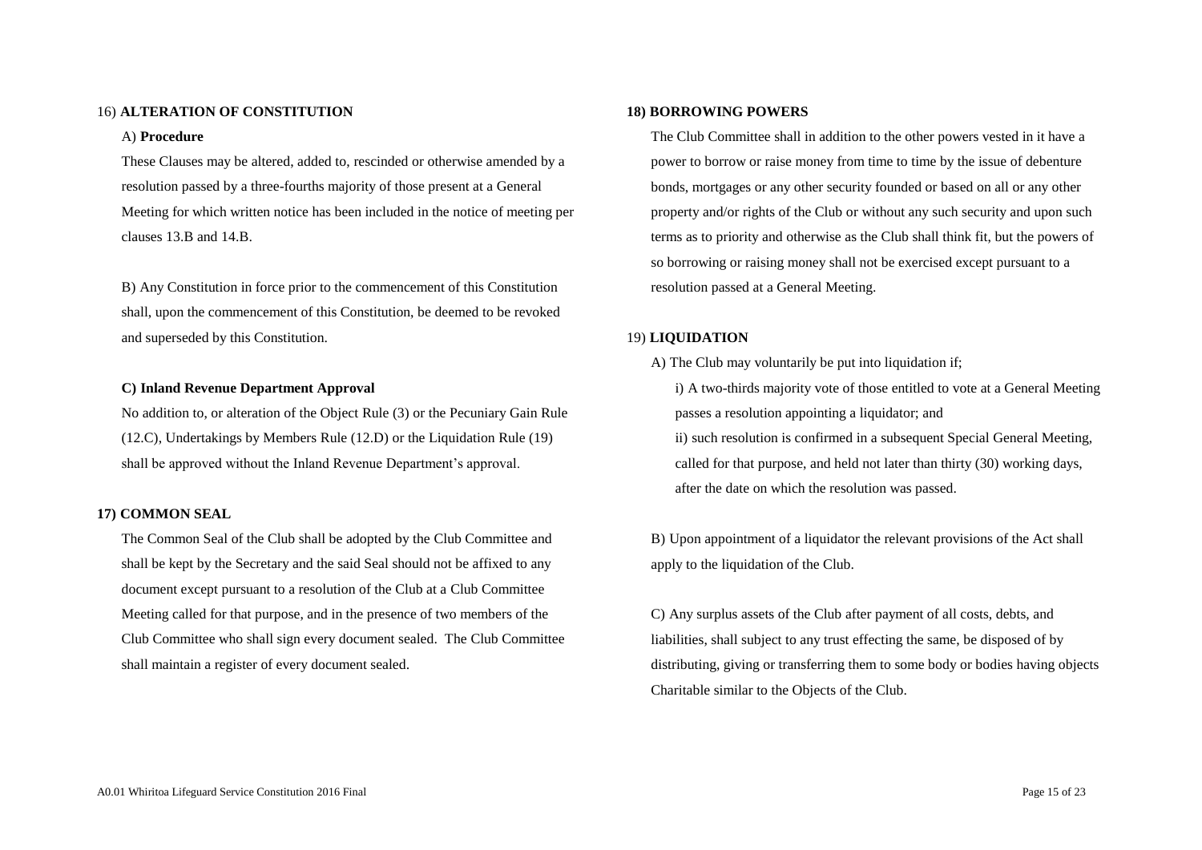16) **ALTERATION OF CONSTITUTION**

A) **Procedure**

These Clauses may be altered, added to, rescinded or otherwise amended by a resolution passed by a three-fourths majority of those present at a General Meeting for which written notice has been included in the notice of meeting per clauses 13.B and 14.B.

B) Any Constitution in force prior to the commencement of this Constitution shall, upon the commencement of this Constitution, be deemed to be revoked and superseded by this Constitution.

**C) Inland Revenue Department Approval**

No addition to, or alteration of the Object Rule (3) or the Pecuniary Gain Rule (12.C), Undertakings by Members Rule (12.D) or the Liquidation Rule (19) shall be approved without the Inland Revenue Department's approval.

**17) COMMON SEAL**

The Common Seal of the Club shall be adopted by the Club Committee and shall be kept by the Secretary and the said Seal should not be affixed to any document except pursuant to a resolution of the Club at a Club Committee Meeting called for that purpose, and in the presence of two members of the Club Committee who shall sign every document sealed. The Club Committee shall maintain a register of every document sealed.

**18) BORROWING POWERS**

The Club Committee shall in addition to the other powers vested in it have a power to borrow or raise money from time to time by the issue of debenture bonds, mortgages or any other security founded or based on all or any other property and/or rights of the Club or without any such security and upon such terms as to priority and otherwise as the Club shall think fit, but the powers of so borrowing or raising money shall not be exercised except pursuant to a resolution passed at a General Meeting.

19) **LIQUIDATION**

A) The Club may voluntarily be put into liquidation if;

i) A two-thirds majority vote of those entitled to vote at a General Meeting passes a resolution appointing a liquidator; and

ii) such resolution is confirmed in a subsequent Special General Meeting, called for that purpose, and held not later than thirty (30) working days, after the date on which the resolution was passed.

B) Upon appointment of a liquidator the relevant provisions of the Act shall apply to the liquidation of the Club.

C) Any surplus assets of the Club after payment of all costs, debts, and liabilities, shall subject to any trust effecting the same, be disposed of by distributing, giving or transferring them to some body or bodies having objects Charitable similar to the Objects of the Club.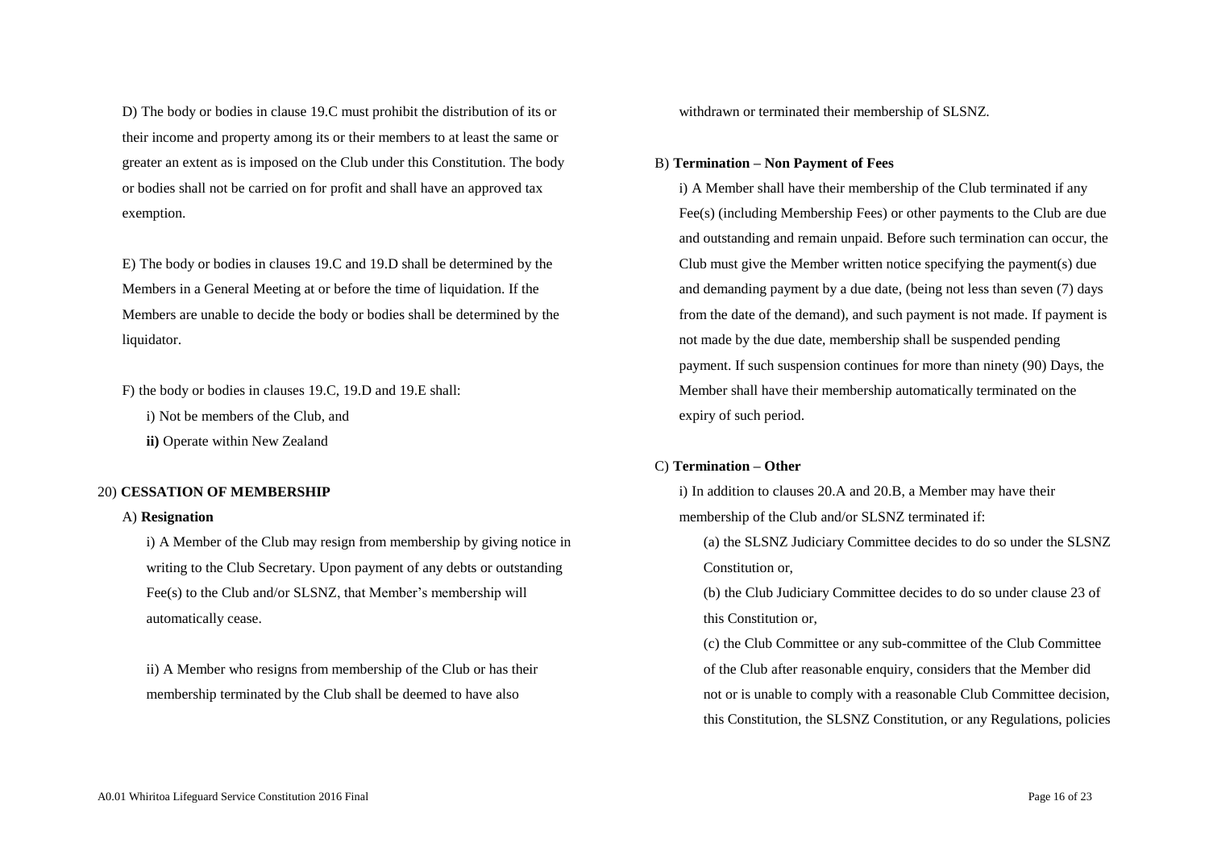D) The body or bodies in clause 19.C must prohibit the distribution of its or their income and property among its or their members to at least the same or greater an extent as is imposed on the Club under this Constitution. The body or bodies shall not be carried on for profit and shall have an approved tax exemption.

E) The body or bodies in clauses 19.C and 19.D shall be determined by the Members in a General Meeting at or before the time of liquidation. If the Members are unable to decide the body or bodies shall be determined by the liquidator.

F) the body or bodies in clauses 19.C, 19.D and 19.E shall:

i) Not be members of the Club, and

**ii)** Operate within New Zealand

## 20) **CESSATION OF MEMBERSHIP**

A) **Resignation**

i) A Member of the Club may resign from membership by giving notice in writing to the Club Secretary. Upon payment of any debts or outstanding Fee(s) to the Club and/or SLSNZ, that Member's membership will automatically cease.

ii) A Member who resigns from membership of the Club or has their membership terminated by the Club shall be deemed to have also withdrawn or terminated their membership of SLSNZ.

B) **Termination – Non Payment of Fees**

i) A Member shall have their membership of the Club terminated if any Fee(s) (including Membership Fees) or other payments to the Club are due and outstanding and remain unpaid. Before such termination can occur, the Club must give the Member written notice specifying the payment(s) due and demanding payment by a due date, (being not less than seven (7) days from the date of the demand), and such payment is not made. If payment is not made by the due date, membership shall be suspended pending payment. If such suspension continues for more than ninety (90) Days, the Member shall have their membership automatically terminated on the expiry of such period.

C) **Termination – Other**

i) In addition to clauses 20.A and 20.B, a Member may have their membership of the Club and/or SLSNZ terminated if:

(a) the SLSNZ Judiciary Committee decides to do so under the SLSNZ Constitution or,

(b) the Club Judiciary Committee decides to do so under clause 23 of this Constitution or,

(c) the Club Committee or any sub-committee of the Club Committee of the Club after reasonable enquiry, considers that the Member did not or is unable to comply with a reasonable Club Committee decision, this Constitution, the SLSNZ Constitution, or any Regulations, policies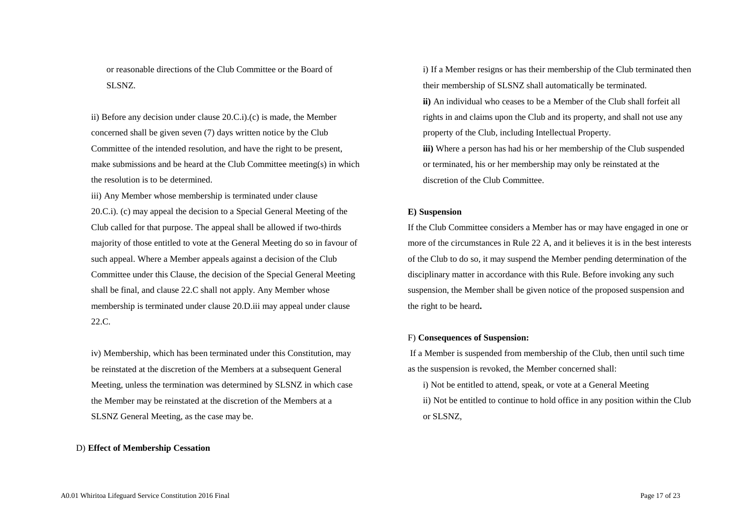or reasonable directions of the Club Committee or the Board of SLSNZ.

ii) Before any decision under clause 20.C.i).(c) is made, the Member concerned shall be given seven (7) days written notice by the Club Committee of the intended resolution, and have the right to be present, make submissions and be heard at the Club Committee meeting(s) in which the resolution is to be determined.

iii) Any Member whose membership is terminated under clause 20.C.i). (c) may appeal the decision to a Special General Meeting of the Club called for that purpose. The appeal shall be allowed if two-thirds majority of those entitled to vote at the General Meeting do so in favour of such appeal. Where a Member appeals against a decision of the Club Committee under this Clause, the decision of the Special General Meeting shall be final, and clause 22.C shall not apply. Any Member whose membership is terminated under clause 20.D.iii may appeal under clause 22.C.

iv) Membership, which has been terminated under this Constitution, may be reinstated at the discretion of the Members at a subsequent General Meeting, unless the termination was determined by SLSNZ in which case the Member may be reinstated at the discretion of the Members at a SLSNZ General Meeting, as the case may be.

D) **Effect of Membership Cessation**

i) If a Member resigns or has their membership of the Club terminated then their membership of SLSNZ shall automatically be terminated.

**ii)** An individual who ceases to be a Member of the Club shall forfeit all rights in and claims upon the Club and its property, and shall not use any property of the Club, including Intellectual Property.

**iii)** Where a person has had his or her membership of the Club suspended or terminated, his or her membership may only be reinstated at the discretion of the Club Committee.

**E) Suspension**

If the Club Committee considers a Member has or may have engaged in one or more of the circumstances in Rule 22 A, and it believes it is in the best interests of the Club to do so, it may suspend the Member pending determination of the disciplinary matter in accordance with this Rule. Before invoking any such suspension, the Member shall be given notice of the proposed suspension and the right to be heard**.**

F) **Consequences of Suspension:**

If a Member is suspended from membership of the Club, then until such time as the suspension is revoked, the Member concerned shall:

i) Not be entitled to attend, speak, or vote at a General Meeting

ii) Not be entitled to continue to hold office in any position within the Club or SLSNZ,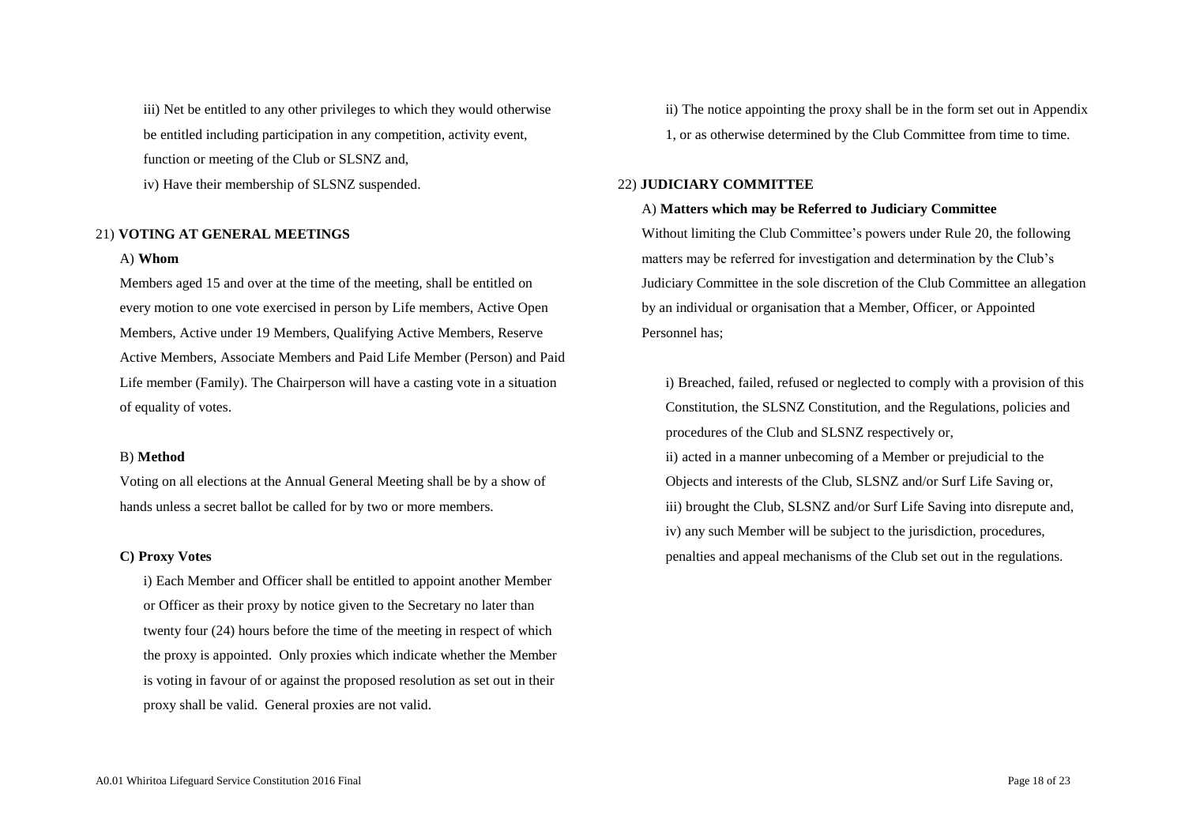iii) Net be entitled to any other privileges to which they would otherwise be entitled including participation in any competition, activity event, function or meeting of the Club or SLSNZ and,

iv) Have their membership of SLSNZ suspended.

21) **VOTING AT GENERAL MEETINGS**

A) **Whom**

Members aged 15 and over at the time of the meeting, shall be entitled on every motion to one vote exercised in person by Life members, Active Open Members, Active under 19 Members, Qualifying Active Members, Reserve Active Members, Associate Members and Paid Life Member (Person) and Paid Life member (Family). The Chairperson will have a casting vote in a situation of equality of votes.

B) **Method**

Voting on all elections at the Annual General Meeting shall be by a show of hands unless a secret ballot be called for by two or more members.

**C) Proxy Votes**

i) Each Member and Officer shall be entitled to appoint another Member or Officer as their proxy by notice given to the Secretary no later than twenty four (24) hours before the time of the meeting in respect of which the proxy is appointed. Only proxies which indicate whether the Member is voting in favour of or against the proposed resolution as set out in their proxy shall be valid. General proxies are not valid.

ii) The notice appointing the proxy shall be in the form set out in Appendix 1, or as otherwise determined by the Club Committee from time to time.

22) **JUDICIARY COMMITTEE**

A) **Matters which may be Referred to Judiciary Committee**

Without limiting the Club Committee's powers under Rule 20, the following matters may be referred for investigation and determination by the Club's Judiciary Committee in the sole discretion of the Club Committee an allegation by an individual or organisation that a Member, Officer, or Appointed Personnel has;

i) Breached, failed, refused or neglected to comply with a provision of this Constitution, the SLSNZ Constitution, and the Regulations, policies and procedures of the Club and SLSNZ respectively or,

ii) acted in a manner unbecoming of a Member or prejudicial to the Objects and interests of the Club, SLSNZ and/or Surf Life Saving or,

iii) brought the Club, SLSNZ and/or Surf Life Saving into disrepute and,

iv) any such Member will be subject to the jurisdiction, procedures, penalties and appeal mechanisms of the Club set out in the regulations.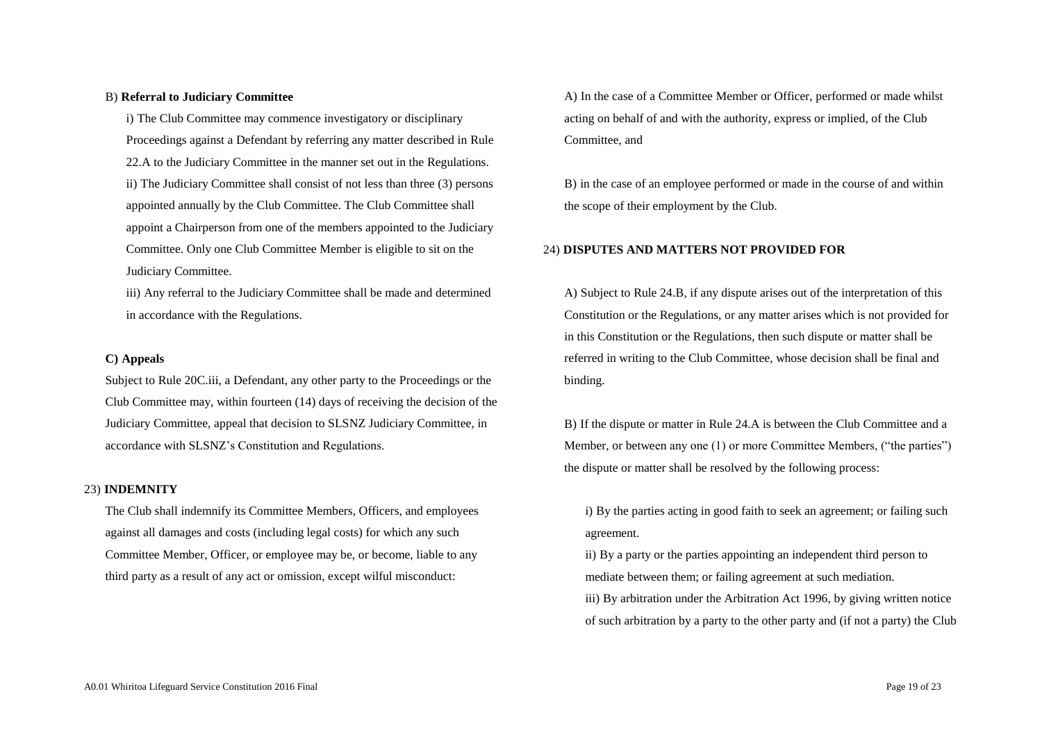B) **Referral to Judiciary Committee**

i) The Club Committee may commence investigatory or disciplinary Proceedings against a Defendant by referring any matter described in Rule 22.A to the Judiciary Committee in the manner set out in the Regulations.

ii) The Judiciary Committee shall consist of not less than three (3) persons appointed annually by the Club Committee. The Club Committee shall appoint a Chairperson from one of the members appointed to the Judiciary Committee. Only one Club Committee Member is eligible to sit on the Judiciary Committee.

iii) Any referral to the Judiciary Committee shall be made and determined in accordance with the Regulations.

**C) Appeals**

Subject to Rule 20C.iii, a Defendant, any other party to the Proceedings or the Club Committee may, within fourteen (14) days of receiving the decision of the Judiciary Committee, appeal that decision to SLSNZ Judiciary Committee, in accordance with SLSNZ's Constitution and Regulations.

23) **INDEMNITY**

The Club shall indemnify its Committee Members, Officers, and employees against all damages and costs (including legal costs) for which any such Committee Member, Officer, or employee may be, or become, liable to any third party as a result of any act or omission, except wilful misconduct:

A) In the case of a Committee Member or Officer, performed or made whilst acting on behalf of and with the authority, express or implied, of the Club Committee, and

B) in the case of an employee performed or made in the course of and within the scope of their employment by the Club.

24) **DISPUTES AND MATTERS NOT PROVIDED FOR**

A) Subject to Rule 24.B, if any dispute arises out of the interpretation of this Constitution or the Regulations, or any matter arises which is not provided for in this Constitution or the Regulations, then such dispute or matter shall be referred in writing to the Club Committee, whose decision shall be final and binding.

B) If the dispute or matter in Rule 24.A is between the Club Committee and a Member, or between any one (1) or more Committee Members, ("the parties") the dispute or matter shall be resolved by the following process:

i) By the parties acting in good faith to seek an agreement; or failing such agreement.

ii) By a party or the parties appointing an independent third person to mediate between them; or failing agreement at such mediation.

iii) By arbitration under the Arbitration Act 1996, by giving written notice of such arbitration by a party to the other party and (if not a party) the Club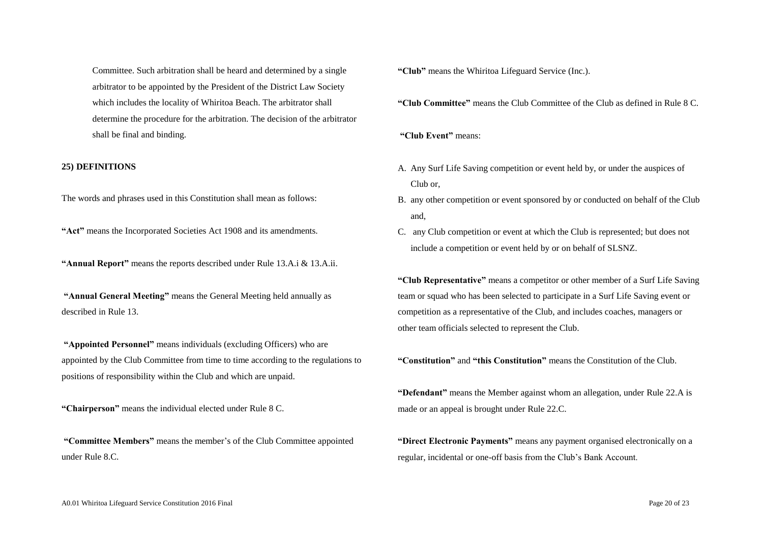Committee. Such arbitration shall be heard and determined by a single arbitrator to be appointed by the President of the District Law Society which includes the locality of Whiritoa Beach. The arbitrator shall determine the procedure for the arbitration. The decision of the arbitrator shall be final and binding.

## 25) DEFINITIONS

The words and phrases used in this Constitution shall mean as follows:

**"Act"** means the Incorporated Societies Act 1908 and its amendments.

**"Annual Report"** means the reports described under Rule 13.A.i & 13.A.ii.

**"Annual General Meeting"** means the General Meeting held annually as described in Rule 13.

**"Appointed Personnel"** means individuals (excluding Officers) who are appointed by the Club Committee from time to time according to the regulations to positions of responsibility within the Club and which are unpaid.

**"Chairperson"** means the individual elected under Rule 8 C.

**"Committee Members"** means the member's of the Club Committee appointed under Rule 8.C.

**"Club"** means the Whiritoa Lifeguard Service (Inc.).

**"Club Committee"** means the Club Committee of the Club as defined in Rule 8 C.

**"Club Event"** means:

A. Any Surf Life Saving competition or event held by, or under the auspices of Club or,
B. any other competition or event sponsored by or conducted on behalf of the Club and,
C. any Club competition or event at which the Club is represented; but does not include a competition or event held by or on behalf of SLSNZ.

**"Club Representative"** means a competitor or other member of a Surf Life Saving team or squad who has been selected to participate in a Surf Life Saving event or competition as a representative of the Club, and includes coaches, managers or other team officials selected to represent the Club.

**"Constitution"** and **"this Constitution"** means the Constitution of the Club.

**"Defendant"** means the Member against whom an allegation, under Rule 22.A is made or an appeal is brought under Rule 22.C.

**"Direct Electronic Payments"** means any payment organised electronically on a regular, incidental or one-off basis from the Club's Bank Account.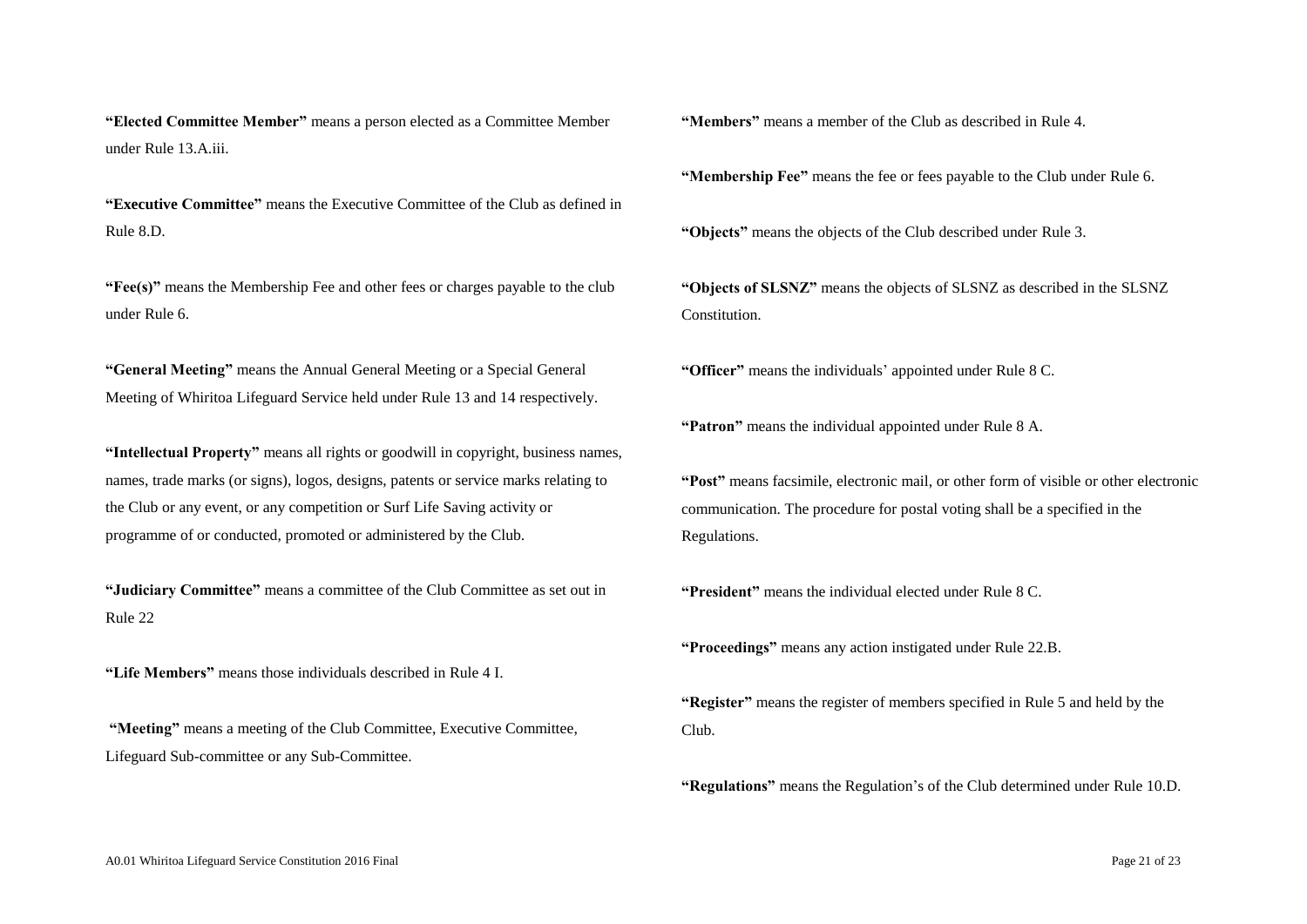**"Elected Committee Member"** means a person elected as a Committee Member under Rule 13.A.iii.

**"Executive Committee"** means the Executive Committee of the Club as defined in Rule 8.D.

**"Fee(s)"** means the Membership Fee and other fees or charges payable to the club under Rule 6.

**"General Meeting"** means the Annual General Meeting or a Special General Meeting of Whiritoa Lifeguard Service held under Rule 13 and 14 respectively.

**"Intellectual Property"** means all rights or goodwill in copyright, business names, names, trade marks (or signs), logos, designs, patents or service marks relating to the Club or any event, or any competition or Surf Life Saving activity or programme of or conducted, promoted or administered by the Club.

**"Judiciary Committee"** means a committee of the Club Committee as set out in Rule 22

**"Life Members"** means those individuals described in Rule 4 I.

**"Meeting"** means a meeting of the Club Committee, Executive Committee, Lifeguard Sub-committee or any Sub-Committee.

**"Members"** means a member of the Club as described in Rule 4.

**"Membership Fee"** means the fee or fees payable to the Club under Rule 6.

**"Objects"** means the objects of the Club described under Rule 3.

**"Objects of SLSNZ"** means the objects of SLSNZ as described in the SLSNZ Constitution.

**"Officer"** means the individuals' appointed under Rule 8 C.

**"Patron"** means the individual appointed under Rule 8 A.

**"Post"** means facsimile, electronic mail, or other form of visible or other electronic communication. The procedure for postal voting shall be a specified in the Regulations.

**"President"** means the individual elected under Rule 8 C.

**"Proceedings"** means any action instigated under Rule 22.B.

**"Register"** means the register of members specified in Rule 5 and held by the Club.

**"Regulations"** means the Regulation's of the Club determined under Rule 10.D.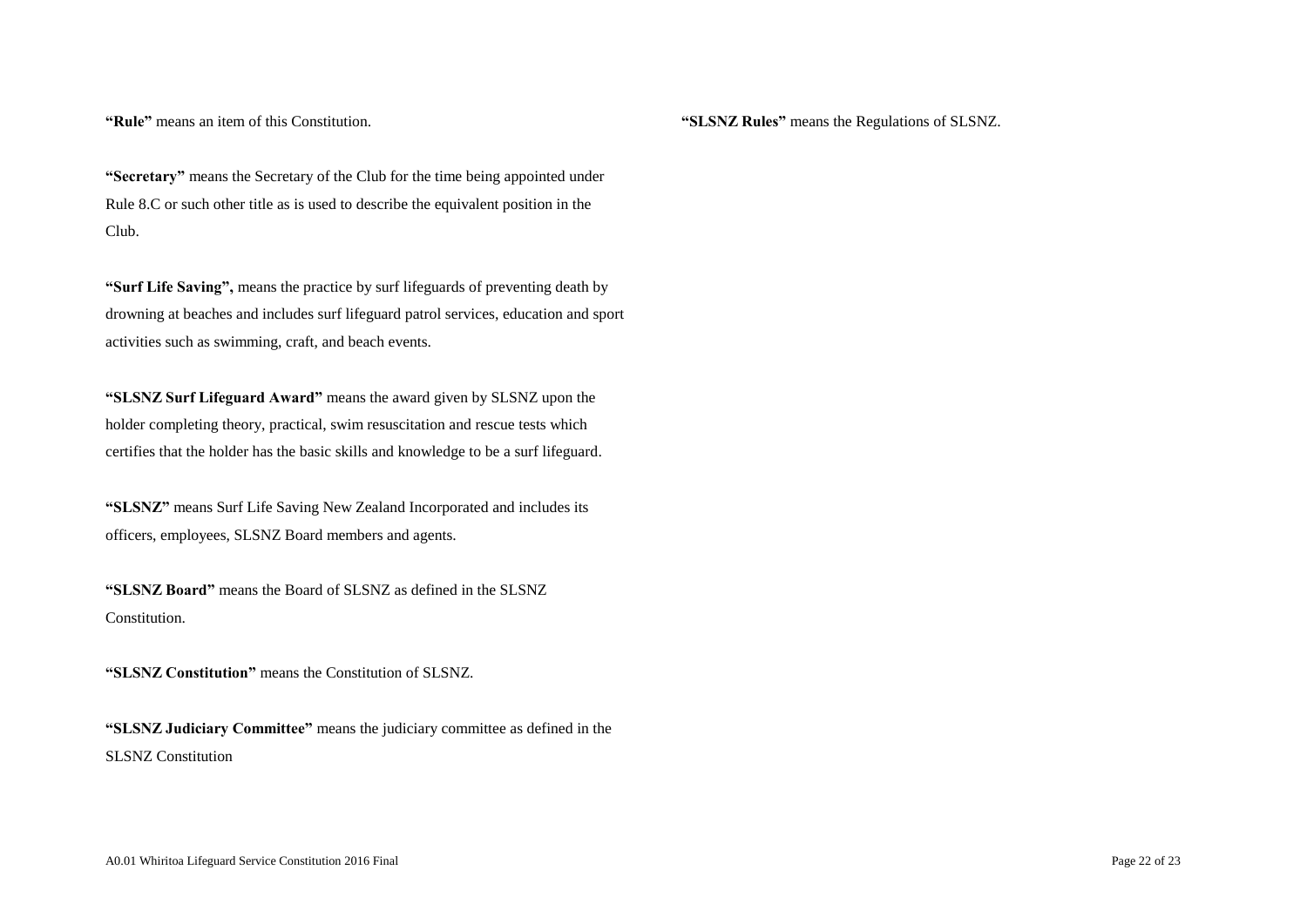**"Rule"** means an item of this Constitution.

**"Secretary"** means the Secretary of the Club for the time being appointed under Rule 8.C or such other title as is used to describe the equivalent position in the Club.

**"Surf Life Saving",** means the practice by surf lifeguards of preventing death by drowning at beaches and includes surf lifeguard patrol services, education and sport activities such as swimming, craft, and beach events.

**"SLSNZ Surf Lifeguard Award"** means the award given by SLSNZ upon the holder completing theory, practical, swim resuscitation and rescue tests which certifies that the holder has the basic skills and knowledge to be a surf lifeguard.

**"SLSNZ"** means Surf Life Saving New Zealand Incorporated and includes its officers, employees, SLSNZ Board members and agents.

**"SLSNZ Board"** means the Board of SLSNZ as defined in the SLSNZ Constitution.

**"SLSNZ Constitution"** means the Constitution of SLSNZ.

**"SLSNZ Judiciary Committee"** means the judiciary committee as defined in the SLSNZ Constitution

**"SLSNZ Rules"** means the Regulations of SLSNZ.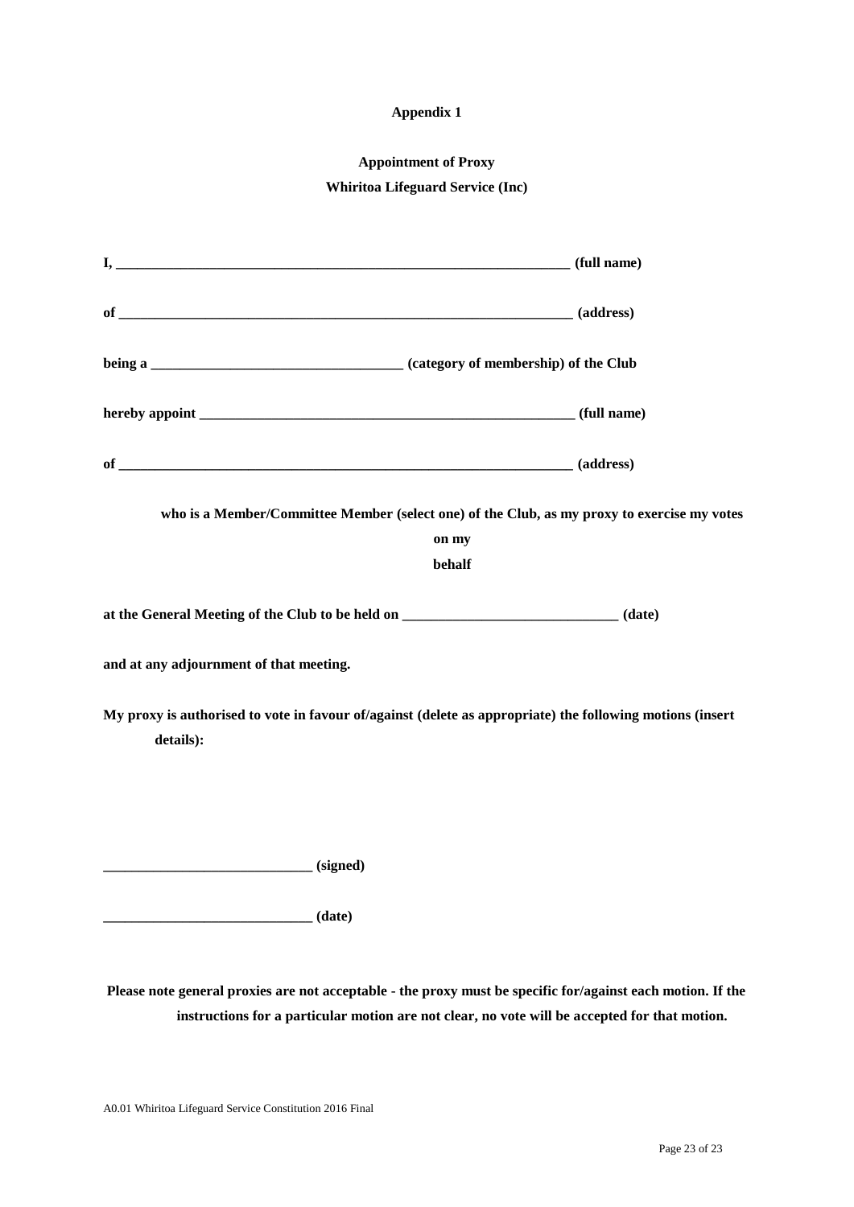**Appendix 1**

**Appointment of Proxy**

**Whiritoa Lifeguard Service (Inc)**

**I, _________________________________________________________________ (full name)**

**of _________________________________________________________________ (address)**

**being a ____________________________________ (category of membership) of the Club**

**hereby appoint ______________________________________________________ (full name)**

**of _________________________________________________________________ (address)**

**who is a Member/Committee Member (select one) of the Club, as my proxy to exercise my votes on my behalf**

**at the General Meeting of the Club to be held on ______________________________ (date)**

**and at any adjournment of that meeting.**

**My proxy is authorised to vote in favour of/against (delete as appropriate) the following motions (insert details):**

**_____________________________ (signed)**

**_____________________________ (date)**

**Please note general proxies are not acceptable - the proxy must be specific for/against each motion. If the instructions for a particular motion are not clear, no vote will be accepted for that motion.**

A0.01 Whiritoa Lifeguard Service Constitution 2016 Final